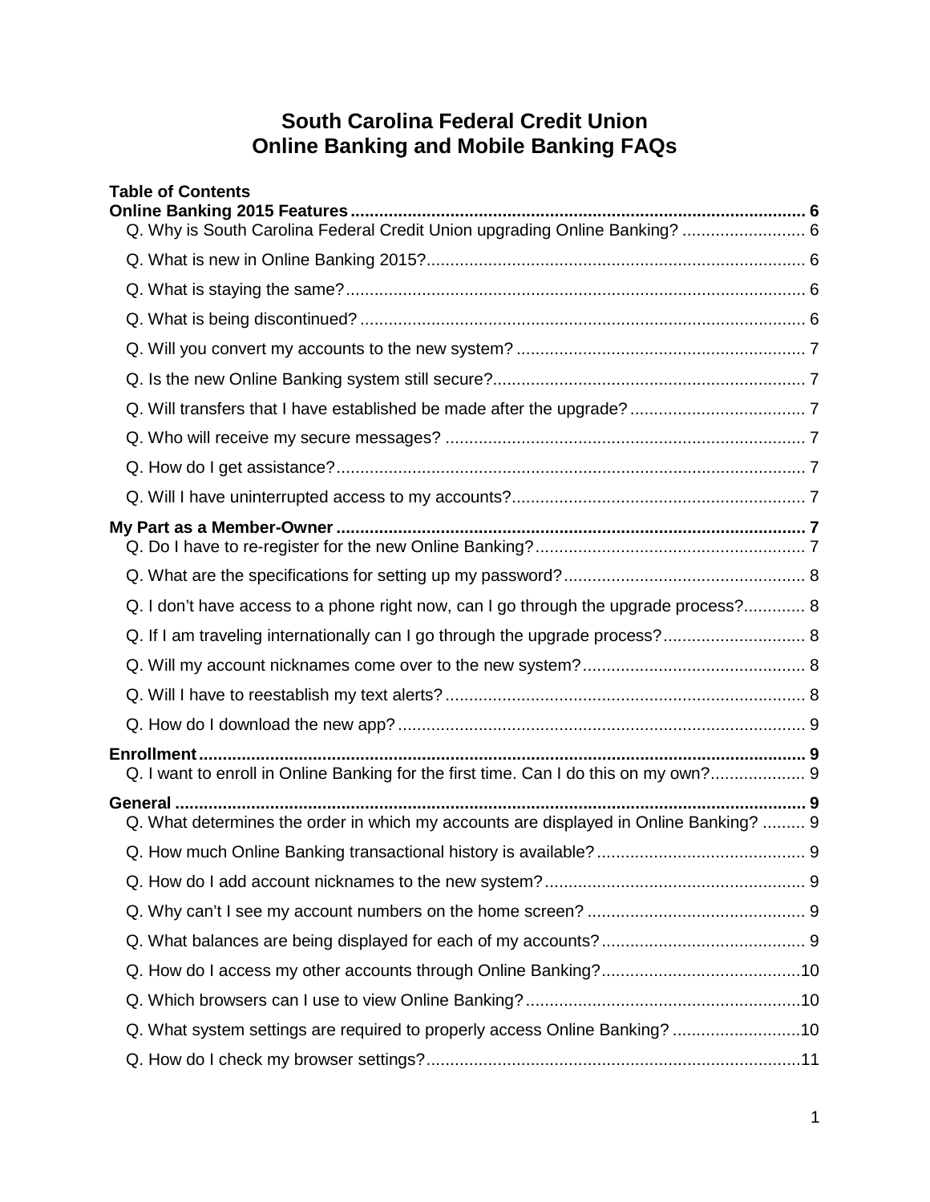# South Carolina Federal Credit Union
# Online Banking and Mobile Banking FAQs

**Table of Contents**

**Online Banking 2015 Features** ............................................................................................... 6

- Q. Why is South Carolina Federal Credit Union upgrading Online Banking? .......................... 6
- Q. What is new in Online Banking 2015?............................................................................... 6
- Q. What is staying the same?................................................................................................ 6
- Q. What is being discontinued? ............................................................................................. 6
- Q. Will you convert my accounts to the new system? ............................................................ 7
- Q. Is the new Online Banking system still secure?................................................................. 7
- Q. Will transfers that I have established be made after the upgrade? ..................................... 7
- Q. Who will receive my secure messages? ........................................................................... 7
- Q. How do I get assistance?.................................................................................................. 7
- Q. Will I have uninterrupted access to my accounts?.............................................................. 7

**My Part as a Member-Owner** .................................................................................................. 7

- Q. Do I have to re-register for the new Online Banking?........................................................ 7
- Q. What are the specifications for setting up my password?.................................................. 8
- Q. I don't have access to a phone right now, can I go through the upgrade process?............. 8
- Q. If I am traveling internationally can I go through the upgrade process?.............................. 8
- Q. Will my account nicknames come over to the new system?............................................... 8
- Q. Will I have to reestablish my text alerts? ........................................................................... 8
- Q. How do I download the new app? ..................................................................................... 9

**Enrollment** ................................................................................................................................ 9

- Q. I want to enroll in Online Banking for the first time. Can I do this on my own?.................... 9

**General** ..................................................................................................................................... 9

- Q. What determines the order in which my accounts are displayed in Online Banking? ......... 9
- Q. How much Online Banking transactional history is available? ............................................ 9
- Q. How do I add account nicknames to the new system?....................................................... 9
- Q. Why can't I see my account numbers on the home screen? .............................................. 9
- Q. What balances are being displayed for each of my accounts?........................................... 9
- Q. How do I access my other accounts through Online Banking?..........................................10
- Q. Which browsers can I use to view Online Banking?..........................................................10
- Q. What system settings are required to properly access Online Banking? ...........................10
- Q. How do I check my browser settings?...............................................................................11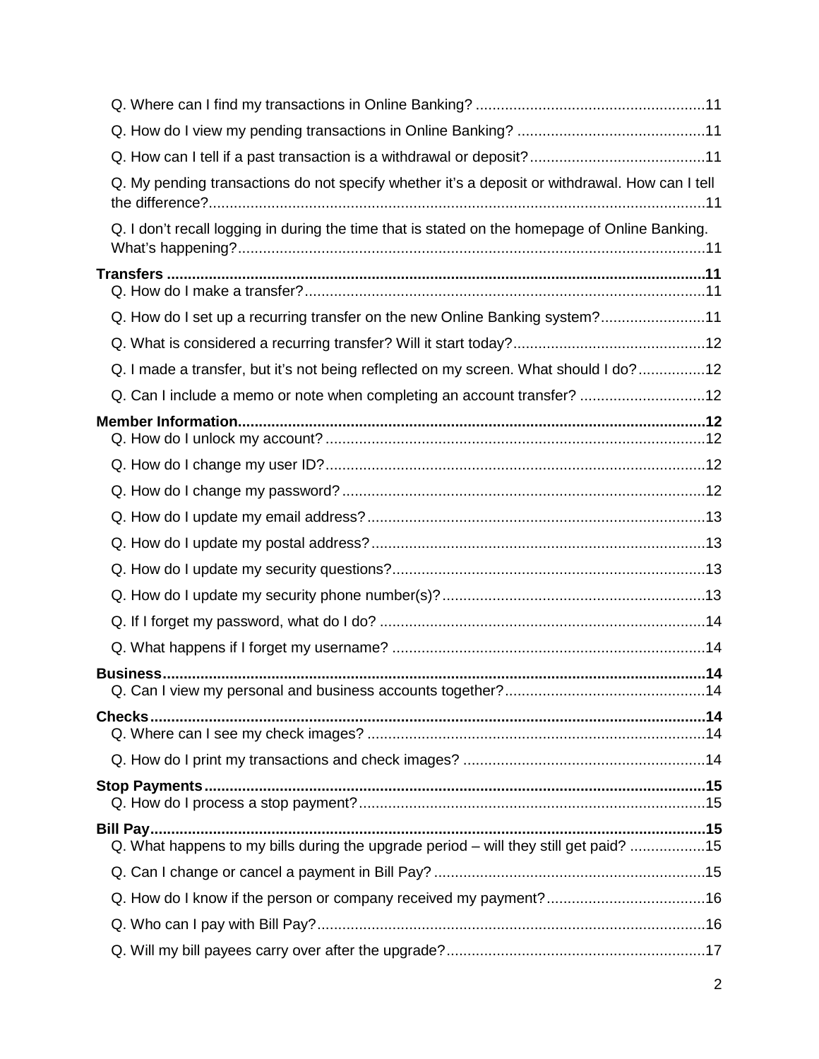Q. Where can I find my transactions in Online Banking? ....................................................... 11

Q. How do I view my pending transactions in Online Banking? ............................................. 11

Q. How can I tell if a past transaction is a withdrawal or deposit? .......................................... 11

Q. My pending transactions do not specify whether it's a deposit or withdrawal. How can I tell the difference? ....................................................................................................................... 11

Q. I don't recall logging in during the time that is stated on the homepage of Online Banking. What's happening? ................................................................................................................ 11

**Transfers** ................................................................................................................................ **11**

Q. How do I make a transfer? ................................................................................................ 11

Q. How do I set up a recurring transfer on the new Online Banking system? ......................... 11

Q. What is considered a recurring transfer? Will it start today? ............................................. 12

Q. I made a transfer, but it's not being reflected on my screen. What should I do? ................ 12

Q. Can I include a memo or note when completing an account transfer? .............................. 12

**Member Information** ................................................................................................................ **12**

Q. How do I unlock my account? ........................................................................................... 12

Q. How do I change my user ID? ........................................................................................... 12

Q. How do I change my password? ....................................................................................... 12

Q. How do I update my email address? ................................................................................. 13

Q. How do I update my postal address? ................................................................................ 13

Q. How do I update my security questions? ........................................................................... 13

Q. How do I update my security phone number(s)? ............................................................... 13

Q. If I forget my password, what do I do? .............................................................................. 14

Q. What happens if I forget my username? ........................................................................... 14

**Business** .................................................................................................................................. **14**

Q. Can I view my personal and business accounts together? ................................................ 14

**Checks** ..................................................................................................................................... **14**

Q. Where can I see my check images? ................................................................................. 14

Q. How do I print my transactions and check images? .......................................................... 14

**Stop Payments** ........................................................................................................................ **15**

Q. How do I process a stop payment? ................................................................................... 15

**Bill Pay** ..................................................................................................................................... **15**

Q. What happens to my bills during the upgrade period – will they still get paid? .................. 15

Q. Can I change or cancel a payment in Bill Pay? ................................................................. 15

Q. How do I know if the person or company received my payment? ...................................... 16

Q. Who can I pay with Bill Pay? ............................................................................................. 16

Q. Will my bill payees carry over after the upgrade? .............................................................. 17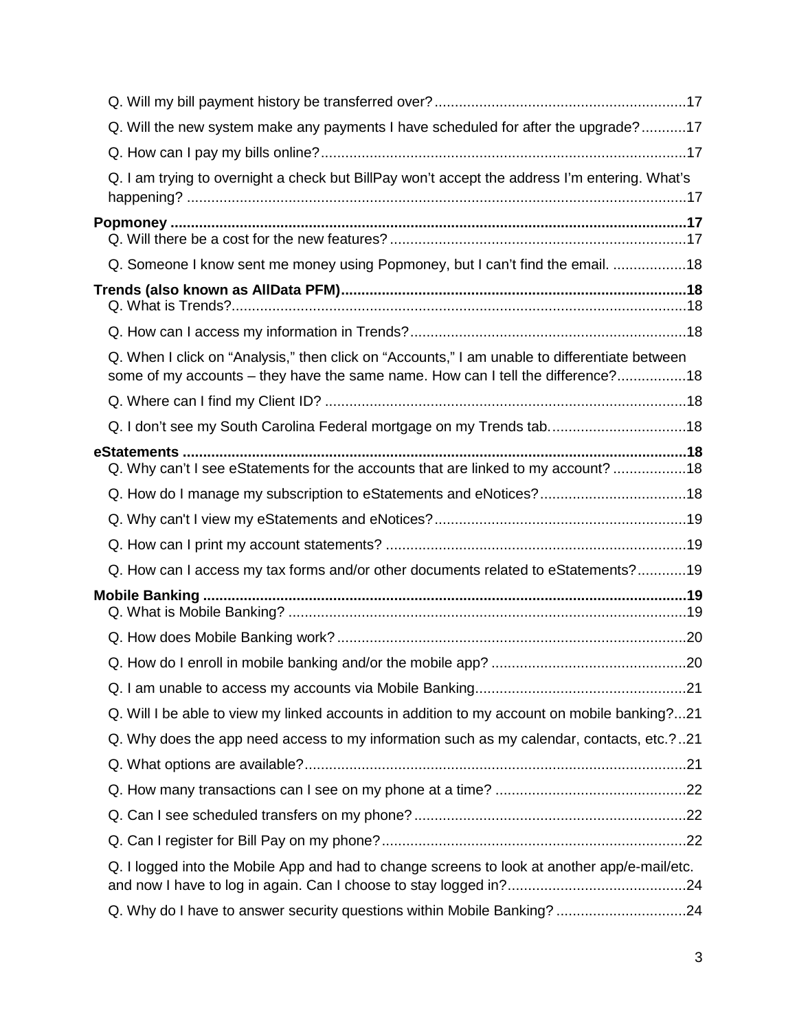Q. Will my bill payment history be transferred over? 17

Q. Will the new system make any payments I have scheduled for after the upgrade? 17

Q. How can I pay my bills online? 17

Q. I am trying to overnight a check but BillPay won't accept the address I'm entering. What's happening? 17

**Popmoney 17**

Q. Will there be a cost for the new features? 17

Q. Someone I know sent me money using Popmoney, but I can't find the email. 18

**Trends (also known as AllData PFM) 18**

Q. What is Trends? 18

Q. How can I access my information in Trends? 18

Q. When I click on "Analysis," then click on "Accounts," I am unable to differentiate between some of my accounts – they have the same name. How can I tell the difference? 18

Q. Where can I find my Client ID? 18

Q. I don't see my South Carolina Federal mortgage on my Trends tab. 18

**eStatements 18**

Q. Why can't I see eStatements for the accounts that are linked to my account? 18

Q. How do I manage my subscription to eStatements and eNotices? 18

Q. Why can't I view my eStatements and eNotices? 19

Q. How can I print my account statements? 19

Q. How can I access my tax forms and/or other documents related to eStatements? 19

**Mobile Banking 19**

Q. What is Mobile Banking? 19

Q. How does Mobile Banking work? 20

Q. How do I enroll in mobile banking and/or the mobile app? 20

Q. I am unable to access my accounts via Mobile Banking 21

Q. Will I be able to view my linked accounts in addition to my account on mobile banking? 21

Q. Why does the app need access to my information such as my calendar, contacts, etc.? 21

Q. What options are available? 21

Q. How many transactions can I see on my phone at a time? 22

Q. Can I see scheduled transfers on my phone? 22

Q. Can I register for Bill Pay on my phone? 22

Q. I logged into the Mobile App and had to change screens to look at another app/e-mail/etc. and now I have to log in again. Can I choose to stay logged in? 24

Q. Why do I have to answer security questions within Mobile Banking? 24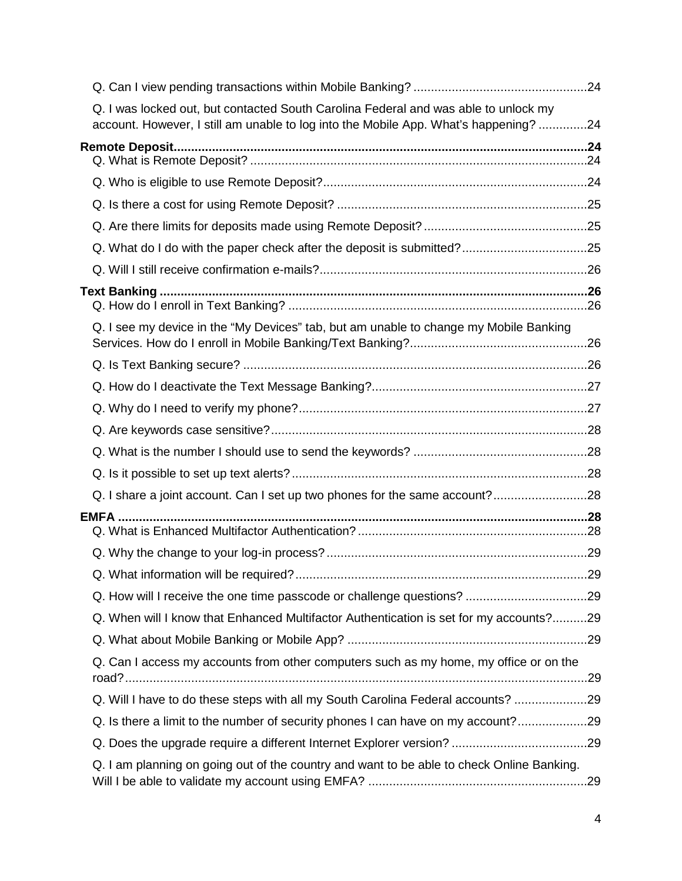Q. Can I view pending transactions within Mobile Banking? .....24

Q. I was locked out, but contacted South Carolina Federal and was able to unlock my account. However, I still am unable to log into the Mobile App. What's happening? .....24

**Remote Deposit.....24**

Q. What is Remote Deposit? .....24

Q. Who is eligible to use Remote Deposit?.....24

Q. Is there a cost for using Remote Deposit? .....25

Q. Are there limits for deposits made using Remote Deposit? .....25

Q. What do I do with the paper check after the deposit is submitted?.....25

Q. Will I still receive confirmation e-mails?.....26

**Text Banking .....26**

Q. How do I enroll in Text Banking? .....26

Q. I see my device in the "My Devices" tab, but am unable to change my Mobile Banking Services. How do I enroll in Mobile Banking/Text Banking?.....26

Q. Is Text Banking secure? .....26

Q. How do I deactivate the Text Message Banking?.....27

Q. Why do I need to verify my phone?.....27

Q. Are keywords case sensitive?.....28

Q. What is the number I should use to send the keywords? .....28

Q. Is it possible to set up text alerts?.....28

Q. I share a joint account. Can I set up two phones for the same account?.....28

**EMFA .....28**

Q. What is Enhanced Multifactor Authentication?.....28

Q. Why the change to your log-in process?.....29

Q. What information will be required?.....29

Q. How will I receive the one time passcode or challenge questions? .....29

Q. When will I know that Enhanced Multifactor Authentication is set for my accounts?.....29

Q. What about Mobile Banking or Mobile App? .....29

Q. Can I access my accounts from other computers such as my home, my office or on the road?.....29

Q. Will I have to do these steps with all my South Carolina Federal accounts? .....29

Q. Is there a limit to the number of security phones I can have on my account?.....29

Q. Does the upgrade require a different Internet Explorer version? .....29

Q. I am planning on going out of the country and want to be able to check Online Banking. Will I be able to validate my account using EMFA? .....29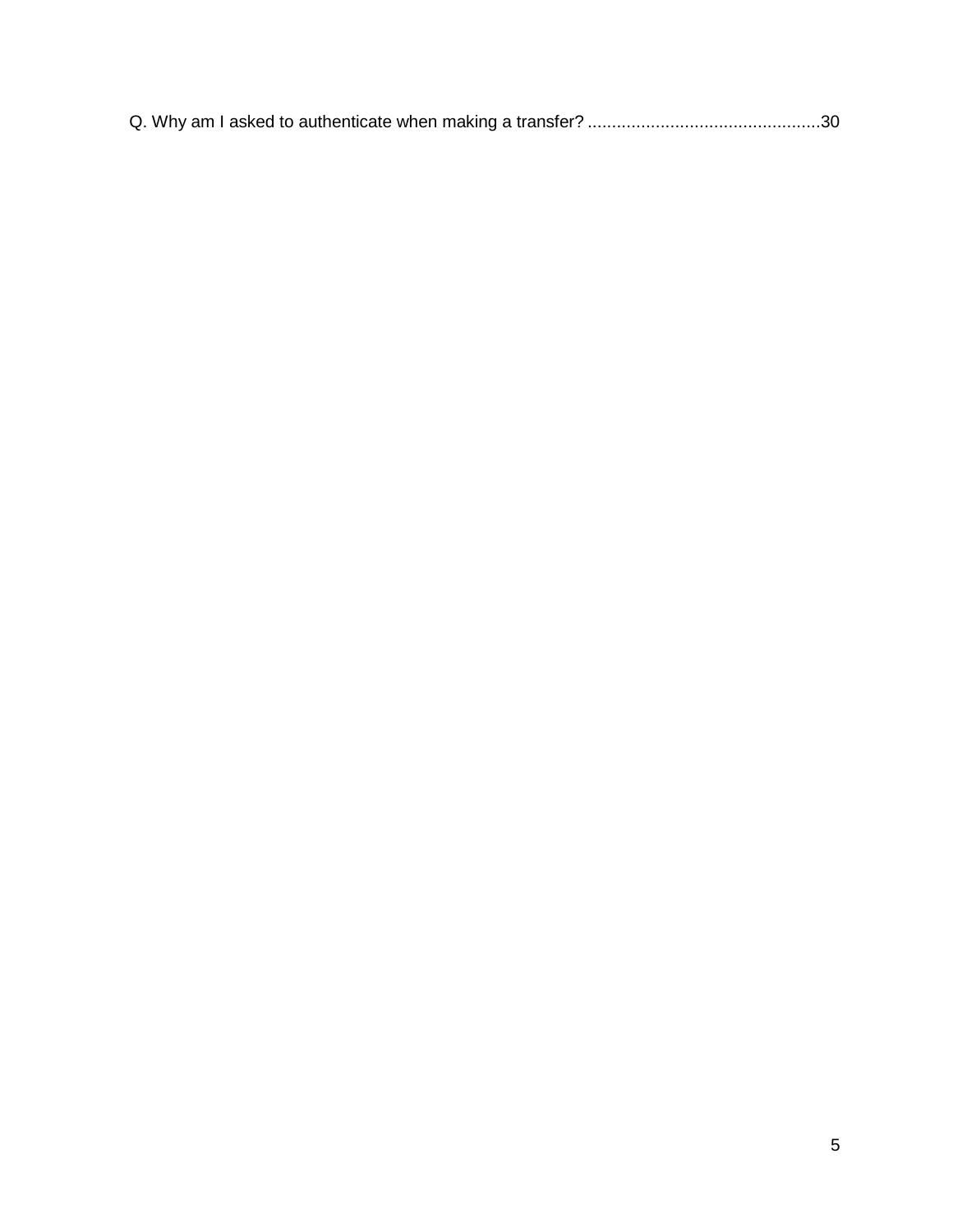Q. Why am I asked to authenticate when making a transfer? ................................................30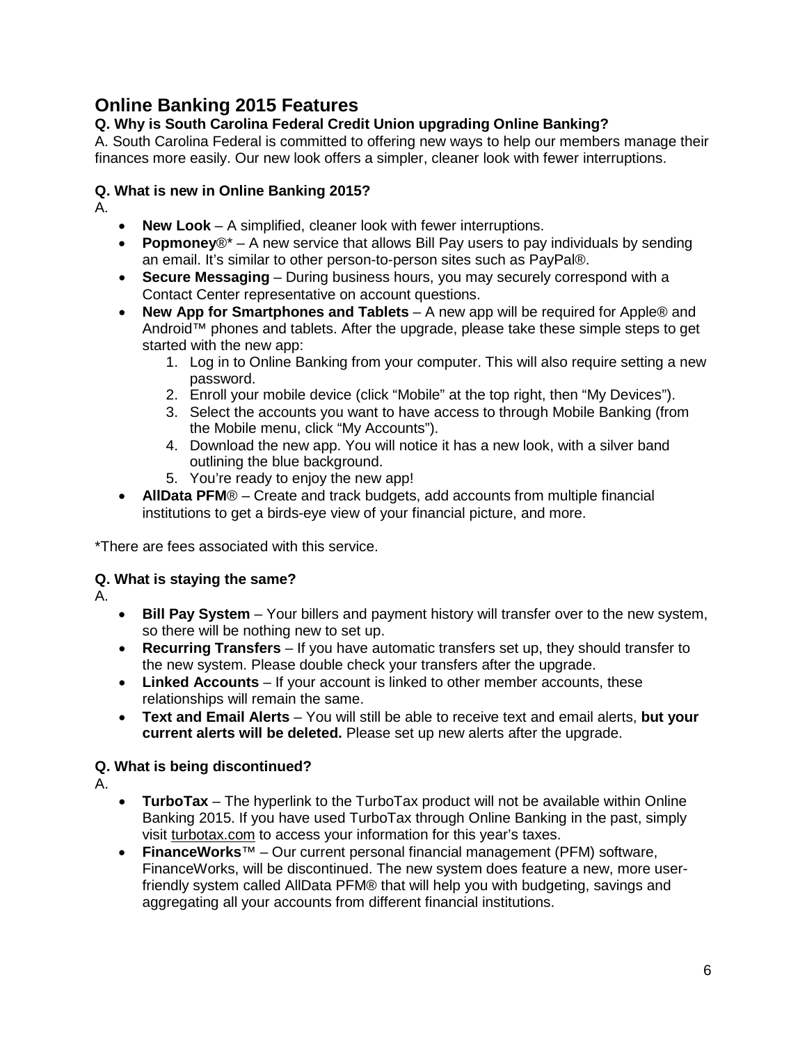# Online Banking 2015 Features

**Q. Why is South Carolina Federal Credit Union upgrading Online Banking?**

A. South Carolina Federal is committed to offering new ways to help our members manage their finances more easily. Our new look offers a simpler, cleaner look with fewer interruptions.

**Q. What is new in Online Banking 2015?**

A.

- **New Look** – A simplified, cleaner look with fewer interruptions.
- **Popmoney**®* – A new service that allows Bill Pay users to pay individuals by sending an email. It's similar to other person-to-person sites such as PayPal®.
- **Secure Messaging** – During business hours, you may securely correspond with a Contact Center representative on account questions.
- **New App for Smartphones and Tablets** – A new app will be required for Apple® and Android™ phones and tablets. After the upgrade, please take these simple steps to get started with the new app:
    1. Log in to Online Banking from your computer. This will also require setting a new password.
    2. Enroll your mobile device (click "Mobile" at the top right, then "My Devices").
    3. Select the accounts you want to have access to through Mobile Banking (from the Mobile menu, click "My Accounts").
    4. Download the new app. You will notice it has a new look, with a silver band outlining the blue background.
    5. You're ready to enjoy the new app!
- **AllData PFM**® – Create and track budgets, add accounts from multiple financial institutions to get a birds-eye view of your financial picture, and more.

*There are fees associated with this service.

**Q. What is staying the same?**

A.

- **Bill Pay System** – Your billers and payment history will transfer over to the new system, so there will be nothing new to set up.
- **Recurring Transfers** – If you have automatic transfers set up, they should transfer to the new system. Please double check your transfers after the upgrade.
- **Linked Accounts** – If your account is linked to other member accounts, these relationships will remain the same.
- **Text and Email Alerts** – You will still be able to receive text and email alerts, **but your current alerts will be deleted.** Please set up new alerts after the upgrade.

**Q. What is being discontinued?**

A.

- **TurboTax** – The hyperlink to the TurboTax product will not be available within Online Banking 2015. If you have used TurboTax through Online Banking in the past, simply visit turbotax.com to access your information for this year's taxes.
- **FinanceWorks**™ – Our current personal financial management (PFM) software, FinanceWorks, will be discontinued. The new system does feature a new, more user-friendly system called AllData PFM® that will help you with budgeting, savings and aggregating all your accounts from different financial institutions.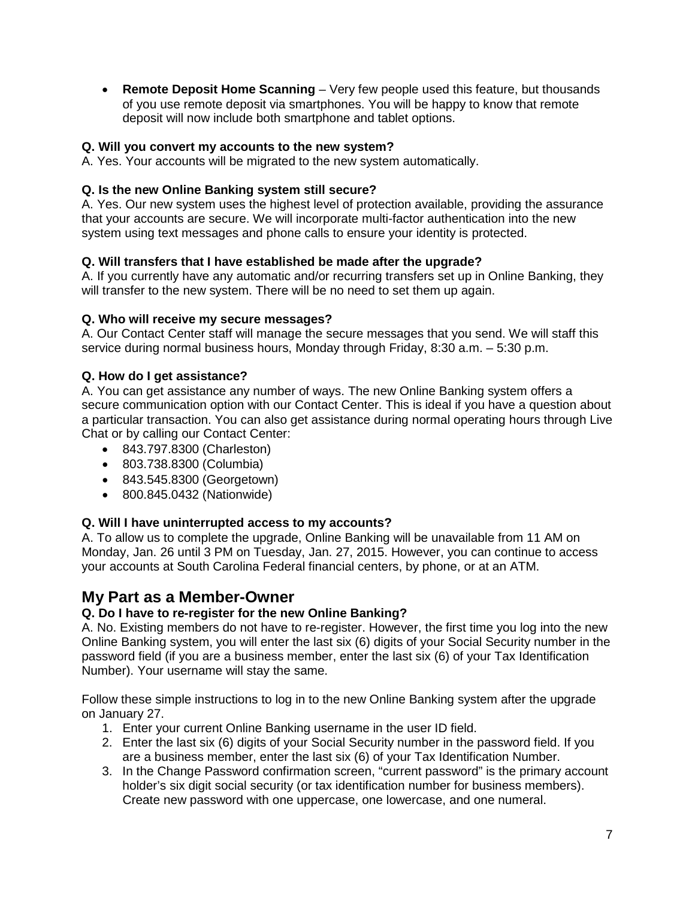- **Remote Deposit Home Scanning** – Very few people used this feature, but thousands of you use remote deposit via smartphones. You will be happy to know that remote deposit will now include both smartphone and tablet options.

**Q. Will you convert my accounts to the new system?**
A. Yes. Your accounts will be migrated to the new system automatically.

**Q. Is the new Online Banking system still secure?**
A. Yes. Our new system uses the highest level of protection available, providing the assurance that your accounts are secure. We will incorporate multi-factor authentication into the new system using text messages and phone calls to ensure your identity is protected.

**Q. Will transfers that I have established be made after the upgrade?**
A. If you currently have any automatic and/or recurring transfers set up in Online Banking, they will transfer to the new system. There will be no need to set them up again.

**Q. Who will receive my secure messages?**
A. Our Contact Center staff will manage the secure messages that you send. We will staff this service during normal business hours, Monday through Friday, 8:30 a.m. – 5:30 p.m.

**Q. How do I get assistance?**
A. You can get assistance any number of ways. The new Online Banking system offers a secure communication option with our Contact Center. This is ideal if you have a question about a particular transaction. You can also get assistance during normal operating hours through Live Chat or by calling our Contact Center:

- 843.797.8300 (Charleston)
- 803.738.8300 (Columbia)
- 843.545.8300 (Georgetown)
- 800.845.0432 (Nationwide)

**Q. Will I have uninterrupted access to my accounts?**
A. To allow us to complete the upgrade, Online Banking will be unavailable from 11 AM on Monday, Jan. 26 until 3 PM on Tuesday, Jan. 27, 2015. However, you can continue to access your accounts at South Carolina Federal financial centers, by phone, or at an ATM.

## My Part as a Member-Owner

**Q. Do I have to re-register for the new Online Banking?**
A. No. Existing members do not have to re-register. However, the first time you log into the new Online Banking system, you will enter the last six (6) digits of your Social Security number in the password field (if you are a business member, enter the last six (6) of your Tax Identification Number). Your username will stay the same.

Follow these simple instructions to log in to the new Online Banking system after the upgrade on January 27.

1. Enter your current Online Banking username in the user ID field.
2. Enter the last six (6) digits of your Social Security number in the password field. If you are a business member, enter the last six (6) of your Tax Identification Number.
3. In the Change Password confirmation screen, "current password" is the primary account holder's six digit social security (or tax identification number for business members). Create new password with one uppercase, one lowercase, and one numeral.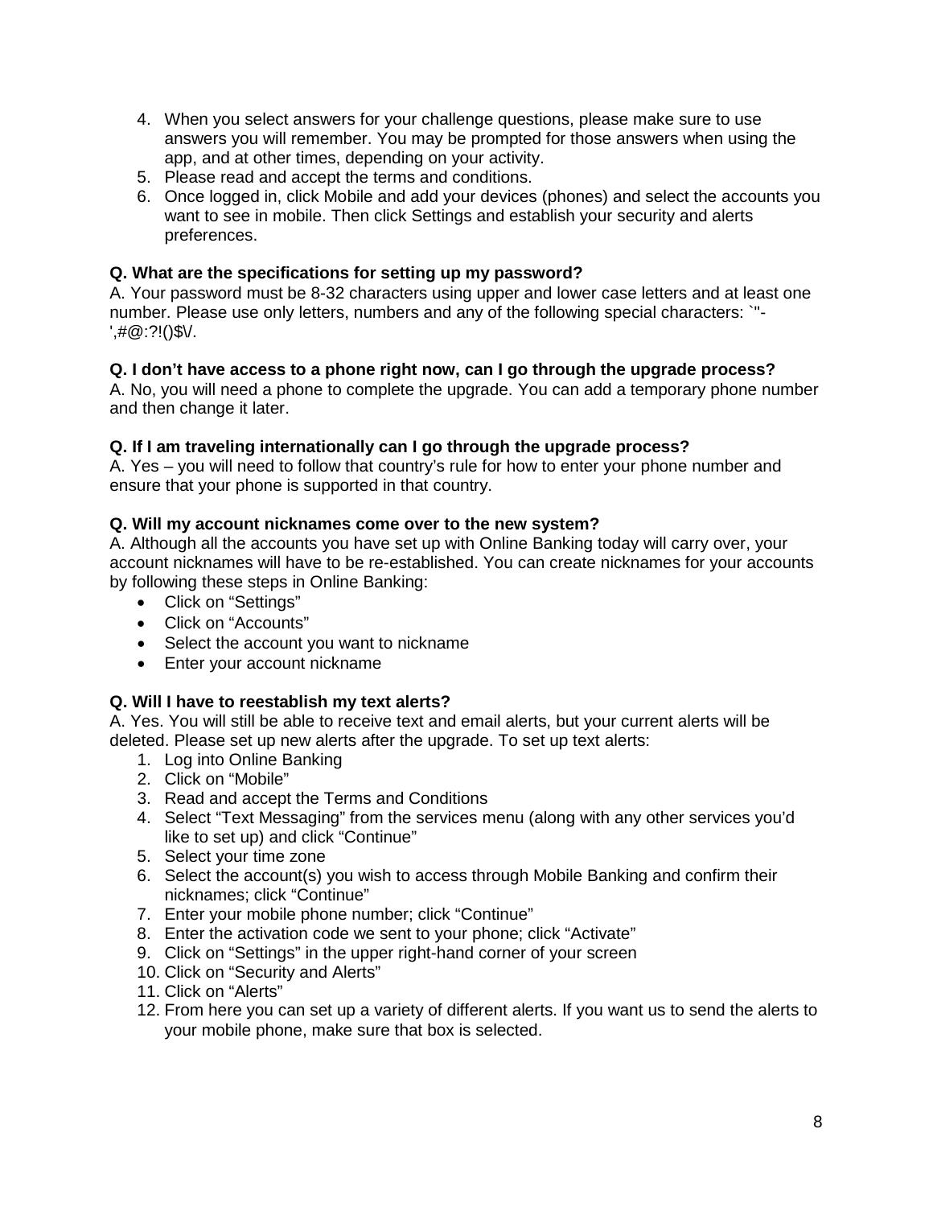4. When you select answers for your challenge questions, please make sure to use answers you will remember. You may be prompted for those answers when using the app, and at other times, depending on your activity.
5. Please read and accept the terms and conditions.
6. Once logged in, click Mobile and add your devices (phones) and select the accounts you want to see in mobile. Then click Settings and establish your security and alerts preferences.

**Q. What are the specifications for setting up my password?**
A. Your password must be 8-32 characters using upper and lower case letters and at least one number. Please use only letters, numbers and any of the following special characters: `"-',#@:?!()$\/.

**Q. I don't have access to a phone right now, can I go through the upgrade process?**
A. No, you will need a phone to complete the upgrade. You can add a temporary phone number and then change it later.

**Q. If I am traveling internationally can I go through the upgrade process?**
A. Yes – you will need to follow that country's rule for how to enter your phone number and ensure that your phone is supported in that country.

**Q. Will my account nicknames come over to the new system?**
A. Although all the accounts you have set up with Online Banking today will carry over, your account nicknames will have to be re-established. You can create nicknames for your accounts by following these steps in Online Banking:

- Click on "Settings"
- Click on "Accounts"
- Select the account you want to nickname
- Enter your account nickname

**Q. Will I have to reestablish my text alerts?**
A. Yes. You will still be able to receive text and email alerts, but your current alerts will be deleted. Please set up new alerts after the upgrade. To set up text alerts:

1. Log into Online Banking
2. Click on "Mobile"
3. Read and accept the Terms and Conditions
4. Select "Text Messaging" from the services menu (along with any other services you'd like to set up) and click "Continue"
5. Select your time zone
6. Select the account(s) you wish to access through Mobile Banking and confirm their nicknames; click "Continue"
7. Enter your mobile phone number; click "Continue"
8. Enter the activation code we sent to your phone; click "Activate"
9. Click on "Settings" in the upper right-hand corner of your screen
10. Click on "Security and Alerts"
11. Click on "Alerts"
12. From here you can set up a variety of different alerts. If you want us to send the alerts to your mobile phone, make sure that box is selected.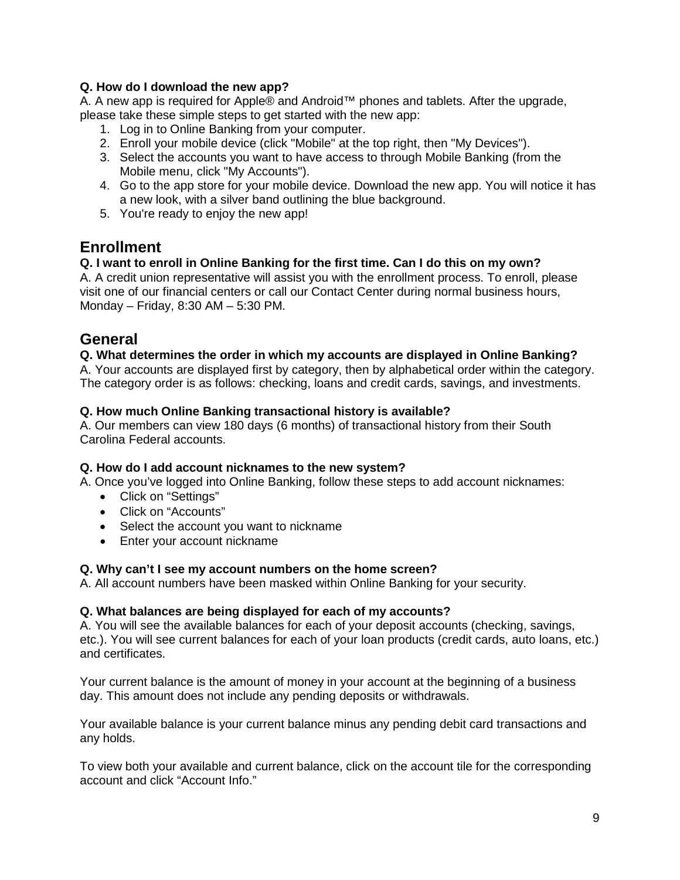**Q. How do I download the new app?**

A. A new app is required for Apple® and Android™ phones and tablets. After the upgrade, please take these simple steps to get started with the new app:

1. Log in to Online Banking from your computer.
2. Enroll your mobile device (click "Mobile" at the top right, then "My Devices").
3. Select the accounts you want to have access to through Mobile Banking (from the Mobile menu, click "My Accounts").
4. Go to the app store for your mobile device. Download the new app. You will notice it has a new look, with a silver band outlining the blue background.
5. You're ready to enjoy the new app!

## Enrollment

**Q. I want to enroll in Online Banking for the first time. Can I do this on my own?**

A. A credit union representative will assist you with the enrollment process. To enroll, please visit one of our financial centers or call our Contact Center during normal business hours, Monday – Friday, 8:30 AM – 5:30 PM.

## General

**Q. What determines the order in which my accounts are displayed in Online Banking?**

A. Your accounts are displayed first by category, then by alphabetical order within the category. The category order is as follows: checking, loans and credit cards, savings, and investments.

**Q. How much Online Banking transactional history is available?**

A. Our members can view 180 days (6 months) of transactional history from their South Carolina Federal accounts.

**Q. How do I add account nicknames to the new system?**

A. Once you've logged into Online Banking, follow these steps to add account nicknames:

- Click on "Settings"
- Click on "Accounts"
- Select the account you want to nickname
- Enter your account nickname

**Q. Why can't I see my account numbers on the home screen?**

A. All account numbers have been masked within Online Banking for your security.

**Q. What balances are being displayed for each of my accounts?**

A. You will see the available balances for each of your deposit accounts (checking, savings, etc.). You will see current balances for each of your loan products (credit cards, auto loans, etc.) and certificates.

Your current balance is the amount of money in your account at the beginning of a business day. This amount does not include any pending deposits or withdrawals.

Your available balance is your current balance minus any pending debit card transactions and any holds.

To view both your available and current balance, click on the account tile for the corresponding account and click "Account Info."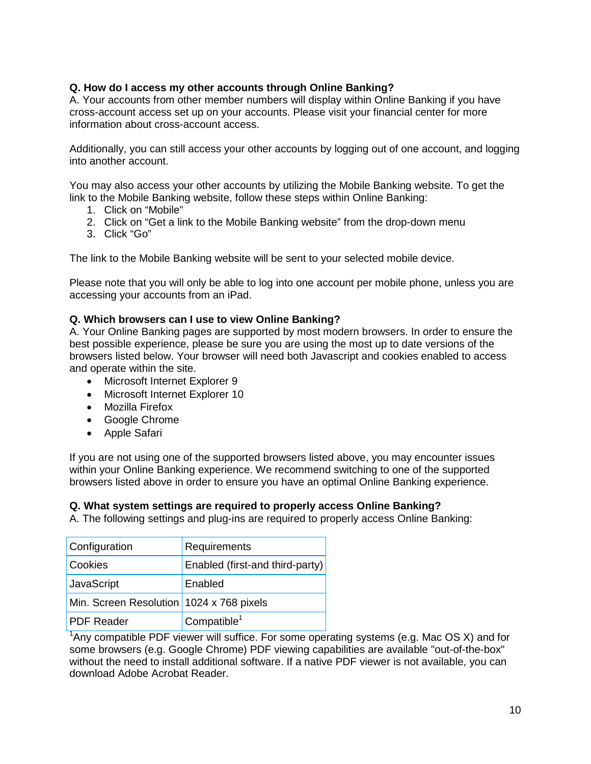**Q. How do I access my other accounts through Online Banking?**
A. Your accounts from other member numbers will display within Online Banking if you have cross-account access set up on your accounts. Please visit your financial center for more information about cross-account access.

Additionally, you can still access your other accounts by logging out of one account, and logging into another account.

You may also access your other accounts by utilizing the Mobile Banking website. To get the link to the Mobile Banking website, follow these steps within Online Banking:

1. Click on "Mobile"
2. Click on "Get a link to the Mobile Banking website" from the drop-down menu
3. Click "Go"

The link to the Mobile Banking website will be sent to your selected mobile device.

Please note that you will only be able to log into one account per mobile phone, unless you are accessing your accounts from an iPad.

**Q. Which browsers can I use to view Online Banking?**
A. Your Online Banking pages are supported by most modern browsers. In order to ensure the best possible experience, please be sure you are using the most up to date versions of the browsers listed below. Your browser will need both Javascript and cookies enabled to access and operate within the site.

- Microsoft Internet Explorer 9
- Microsoft Internet Explorer 10
- Mozilla Firefox
- Google Chrome
- Apple Safari

If you are not using one of the supported browsers listed above, you may encounter issues within your Online Banking experience. We recommend switching to one of the supported browsers listed above in order to ensure you have an optimal Online Banking experience.

**Q. What system settings are required to properly access Online Banking?**
A. The following settings and plug-ins are required to properly access Online Banking:

| Configuration | Requirements |
| --- | --- |
| Cookies | Enabled (first-and third-party) |
| JavaScript | Enabled |
| Min. Screen Resolution | 1024 x 768 pixels |
| PDF Reader | Compatible[1] |

[1]Any compatible PDF viewer will suffice. For some operating systems (e.g. Mac OS X) and for some browsers (e.g. Google Chrome) PDF viewing capabilities are available "out-of-the-box" without the need to install additional software. If a native PDF viewer is not available, you can download Adobe Acrobat Reader.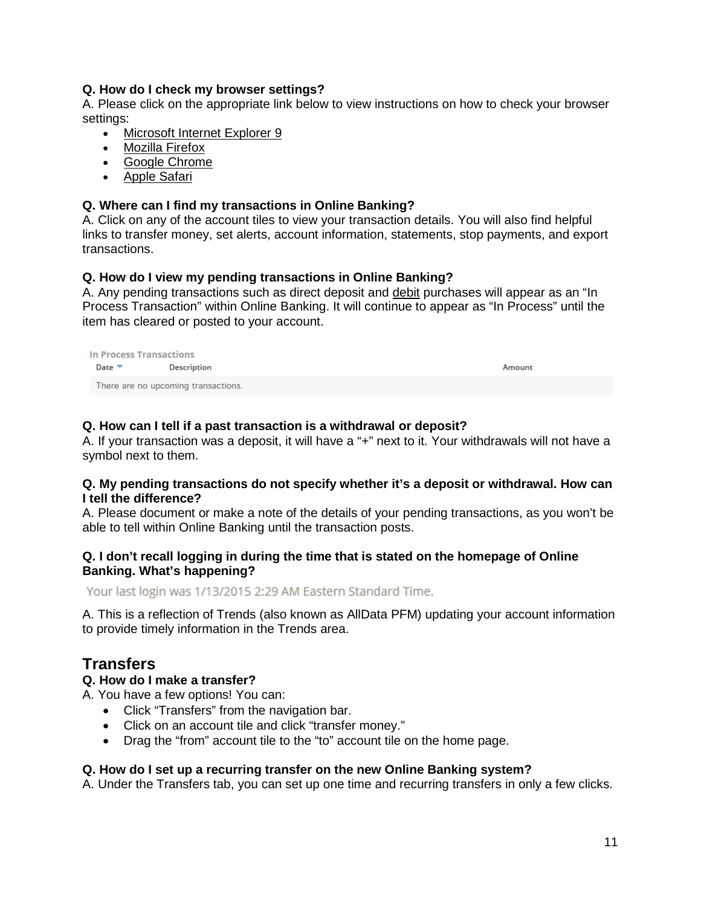**Q. How do I check my browser settings?**
A. Please click on the appropriate link below to view instructions on how to check your browser settings:

- Microsoft Internet Explorer 9
- Mozilla Firefox
- Google Chrome
- Apple Safari

**Q. Where can I find my transactions in Online Banking?**
A. Click on any of the account tiles to view your transaction details. You will also find helpful links to transfer money, set alerts, account information, statements, stop payments, and export transactions.

**Q. How do I view my pending transactions in Online Banking?**
A. Any pending transactions such as direct deposit and debit purchases will appear as an "In Process Transaction" within Online Banking. It will continue to appear as "In Process" until the item has cleared or posted to your account.

In Process Transactions

| Date ▼ | Description | Amount |
|---|---|---|
| There are no upcoming transactions. | | |

**Q. How can I tell if a past transaction is a withdrawal or deposit?**
A. If your transaction was a deposit, it will have a "+" next to it. Your withdrawals will not have a symbol next to them.

**Q. My pending transactions do not specify whether it's a deposit or withdrawal. How can I tell the difference?**
A. Please document or make a note of the details of your pending transactions, as you won't be able to tell within Online Banking until the transaction posts.

**Q. I don't recall logging in during the time that is stated on the homepage of Online Banking. What's happening?**

Your last login was 1/13/2015 2:29 AM Eastern Standard Time.

A. This is a reflection of Trends (also known as AllData PFM) updating your account information to provide timely information in the Trends area.

## Transfers

**Q. How do I make a transfer?**
A. You have a few options! You can:

- Click "Transfers" from the navigation bar.
- Click on an account tile and click "transfer money."
- Drag the "from" account tile to the "to" account tile on the home page.

**Q. How do I set up a recurring transfer on the new Online Banking system?**
A. Under the Transfers tab, you can set up one time and recurring transfers in only a few clicks.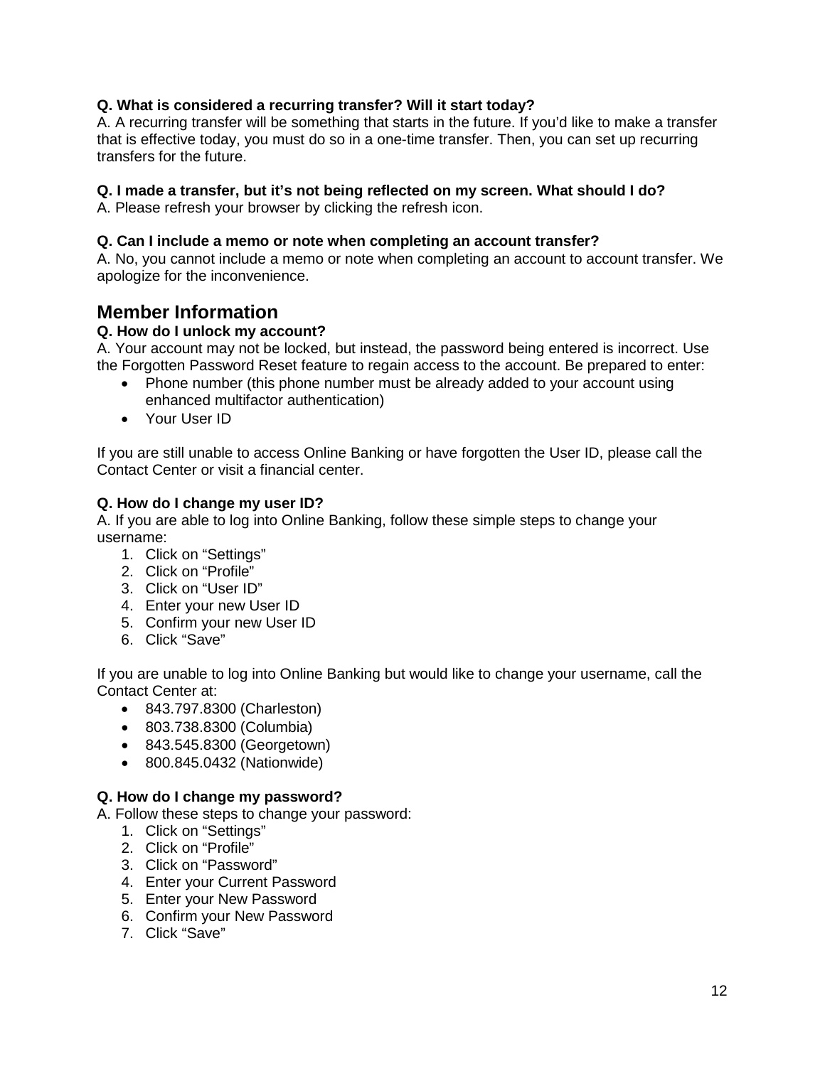**Q. What is considered a recurring transfer? Will it start today?**
A. A recurring transfer will be something that starts in the future. If you'd like to make a transfer that is effective today, you must do so in a one-time transfer. Then, you can set up recurring transfers for the future.

**Q. I made a transfer, but it's not being reflected on my screen. What should I do?**
A. Please refresh your browser by clicking the refresh icon.

**Q. Can I include a memo or note when completing an account transfer?**
A. No, you cannot include a memo or note when completing an account to account transfer. We apologize for the inconvenience.

## Member Information

**Q. How do I unlock my account?**
A. Your account may not be locked, but instead, the password being entered is incorrect. Use the Forgotten Password Reset feature to regain access to the account. Be prepared to enter:

- Phone number (this phone number must be already added to your account using enhanced multifactor authentication)
- Your User ID

If you are still unable to access Online Banking or have forgotten the User ID, please call the Contact Center or visit a financial center.

**Q. How do I change my user ID?**
A. If you are able to log into Online Banking, follow these simple steps to change your username:

1. Click on "Settings"
2. Click on "Profile"
3. Click on "User ID"
4. Enter your new User ID
5. Confirm your new User ID
6. Click "Save"

If you are unable to log into Online Banking but would like to change your username, call the Contact Center at:

- 843.797.8300 (Charleston)
- 803.738.8300 (Columbia)
- 843.545.8300 (Georgetown)
- 800.845.0432 (Nationwide)

**Q. How do I change my password?**
A. Follow these steps to change your password:

1. Click on "Settings"
2. Click on "Profile"
3. Click on "Password"
4. Enter your Current Password
5. Enter your New Password
6. Confirm your New Password
7. Click "Save"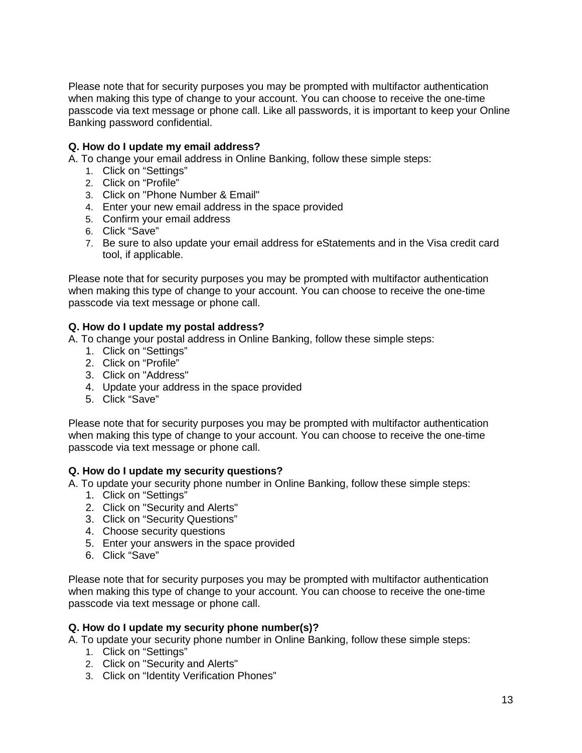Please note that for security purposes you may be prompted with multifactor authentication when making this type of change to your account. You can choose to receive the one-time passcode via text message or phone call. Like all passwords, it is important to keep your Online Banking password confidential.

**Q. How do I update my email address?**

A. To change your email address in Online Banking, follow these simple steps:

1. Click on “Settings”
2. Click on “Profile”
3. Click on "Phone Number & Email"
4. Enter your new email address in the space provided
5. Confirm your email address
6. Click “Save”
7. Be sure to also update your email address for eStatements and in the Visa credit card tool, if applicable.

Please note that for security purposes you may be prompted with multifactor authentication when making this type of change to your account. You can choose to receive the one-time passcode via text message or phone call.

**Q. How do I update my postal address?**

A. To change your postal address in Online Banking, follow these simple steps:

1. Click on “Settings”
2. Click on “Profile”
3. Click on "Address"
4. Update your address in the space provided
5. Click “Save”

Please note that for security purposes you may be prompted with multifactor authentication when making this type of change to your account. You can choose to receive the one-time passcode via text message or phone call.

**Q. How do I update my security questions?**

A. To update your security phone number in Online Banking, follow these simple steps:

1. Click on “Settings”
2. Click on "Security and Alerts"
3. Click on “Security Questions”
4. Choose security questions
5. Enter your answers in the space provided
6. Click “Save”

Please note that for security purposes you may be prompted with multifactor authentication when making this type of change to your account. You can choose to receive the one-time passcode via text message or phone call.

**Q. How do I update my security phone number(s)?**

A. To update your security phone number in Online Banking, follow these simple steps:

1. Click on “Settings”
2. Click on "Security and Alerts"
3. Click on “Identity Verification Phones”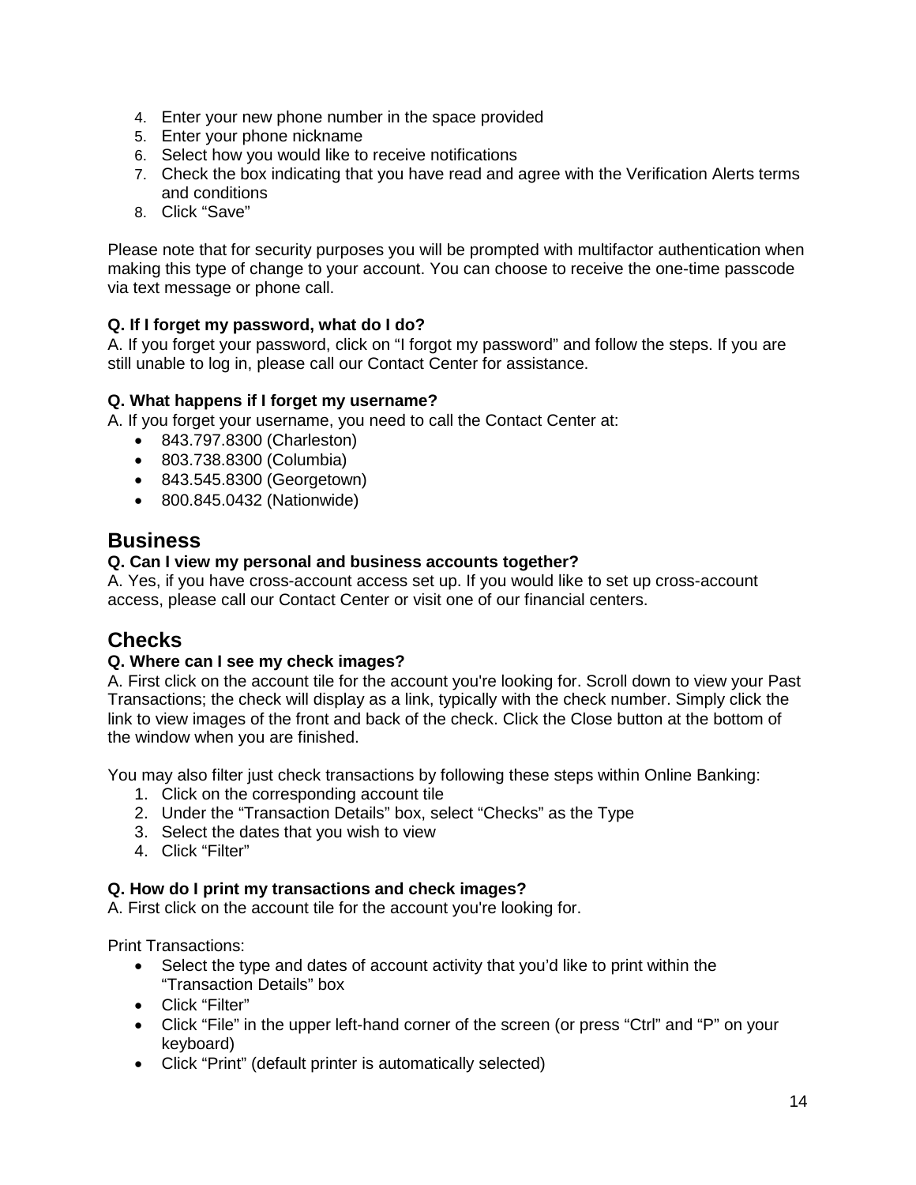4. Enter your new phone number in the space provided
5. Enter your phone nickname
6. Select how you would like to receive notifications
7. Check the box indicating that you have read and agree with the Verification Alerts terms and conditions
8. Click "Save"

Please note that for security purposes you will be prompted with multifactor authentication when making this type of change to your account. You can choose to receive the one-time passcode via text message or phone call.

**Q. If I forget my password, what do I do?**
A. If you forget your password, click on "I forgot my password" and follow the steps. If you are still unable to log in, please call our Contact Center for assistance.

**Q. What happens if I forget my username?**
A. If you forget your username, you need to call the Contact Center at:

- 843.797.8300 (Charleston)
- 803.738.8300 (Columbia)
- 843.545.8300 (Georgetown)
- 800.845.0432 (Nationwide)

## Business

**Q. Can I view my personal and business accounts together?**
A. Yes, if you have cross-account access set up. If you would like to set up cross-account access, please call our Contact Center or visit one of our financial centers.

## Checks

**Q. Where can I see my check images?**
A. First click on the account tile for the account you're looking for. Scroll down to view your Past Transactions; the check will display as a link, typically with the check number. Simply click the link to view images of the front and back of the check. Click the Close button at the bottom of the window when you are finished.

You may also filter just check transactions by following these steps within Online Banking:

1. Click on the corresponding account tile
2. Under the "Transaction Details" box, select "Checks" as the Type
3. Select the dates that you wish to view
4. Click "Filter"

**Q. How do I print my transactions and check images?**
A. First click on the account tile for the account you're looking for.

Print Transactions:

- Select the type and dates of account activity that you'd like to print within the "Transaction Details" box
- Click "Filter"
- Click "File" in the upper left-hand corner of the screen (or press "Ctrl" and "P" on your keyboard)
- Click "Print" (default printer is automatically selected)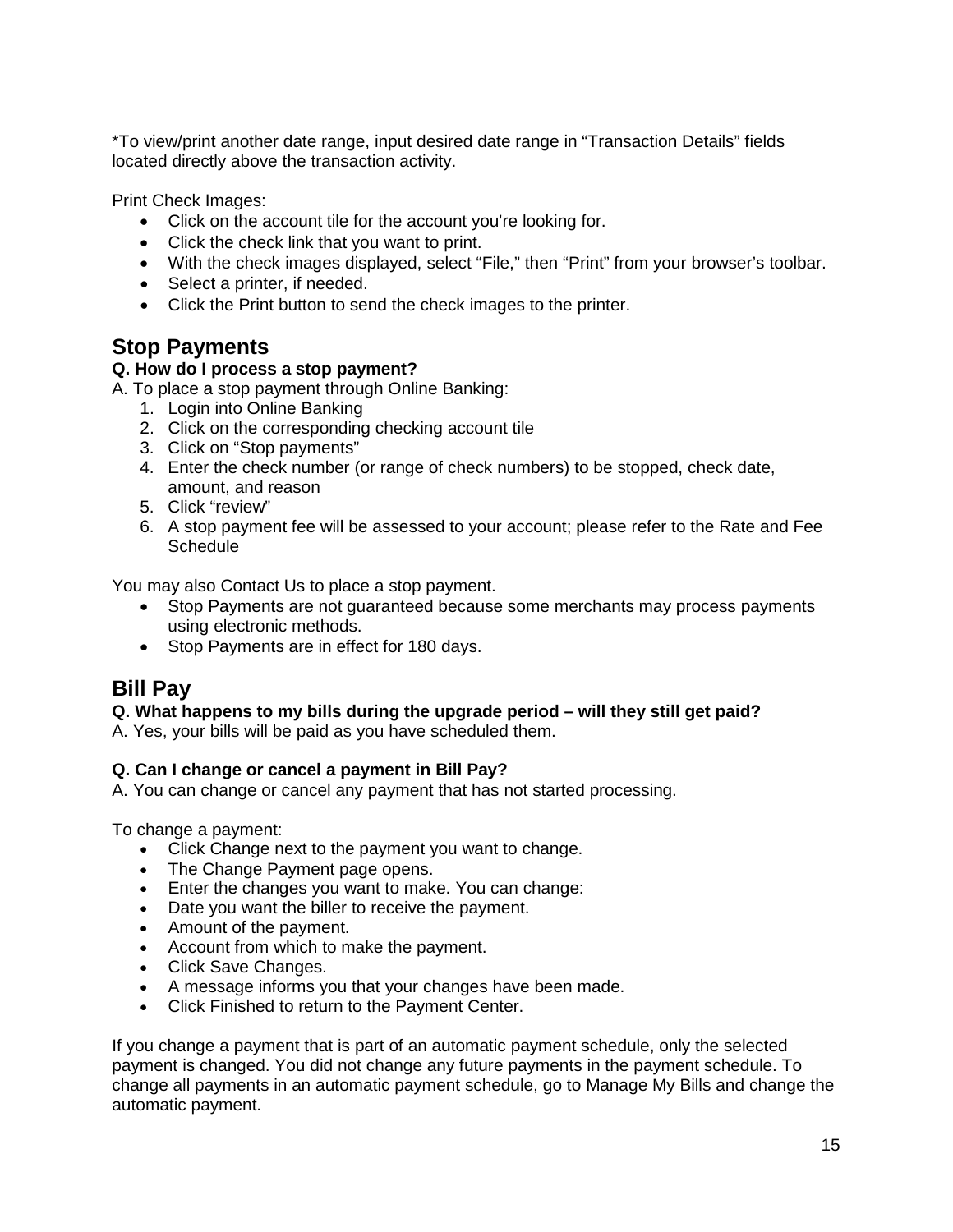*To view/print another date range, input desired date range in "Transaction Details" fields located directly above the transaction activity.

Print Check Images:

- Click on the account tile for the account you're looking for.
- Click the check link that you want to print.
- With the check images displayed, select "File," then "Print" from your browser's toolbar.
- Select a printer, if needed.
- Click the Print button to send the check images to the printer.

## Stop Payments

**Q. How do I process a stop payment?**

A. To place a stop payment through Online Banking:

1. Login into Online Banking
2. Click on the corresponding checking account tile
3. Click on "Stop payments"
4. Enter the check number (or range of check numbers) to be stopped, check date, amount, and reason
5. Click "review"
6. A stop payment fee will be assessed to your account; please refer to the Rate and Fee Schedule

You may also Contact Us to place a stop payment.

- Stop Payments are not guaranteed because some merchants may process payments using electronic methods.
- Stop Payments are in effect for 180 days.

## Bill Pay

**Q. What happens to my bills during the upgrade period – will they still get paid?**

A. Yes, your bills will be paid as you have scheduled them.

**Q. Can I change or cancel a payment in Bill Pay?**

A. You can change or cancel any payment that has not started processing.

To change a payment:

- Click Change next to the payment you want to change.
- The Change Payment page opens.
- Enter the changes you want to make. You can change:
- Date you want the biller to receive the payment.
- Amount of the payment.
- Account from which to make the payment.
- Click Save Changes.
- A message informs you that your changes have been made.
- Click Finished to return to the Payment Center.

If you change a payment that is part of an automatic payment schedule, only the selected payment is changed. You did not change any future payments in the payment schedule. To change all payments in an automatic payment schedule, go to Manage My Bills and change the automatic payment.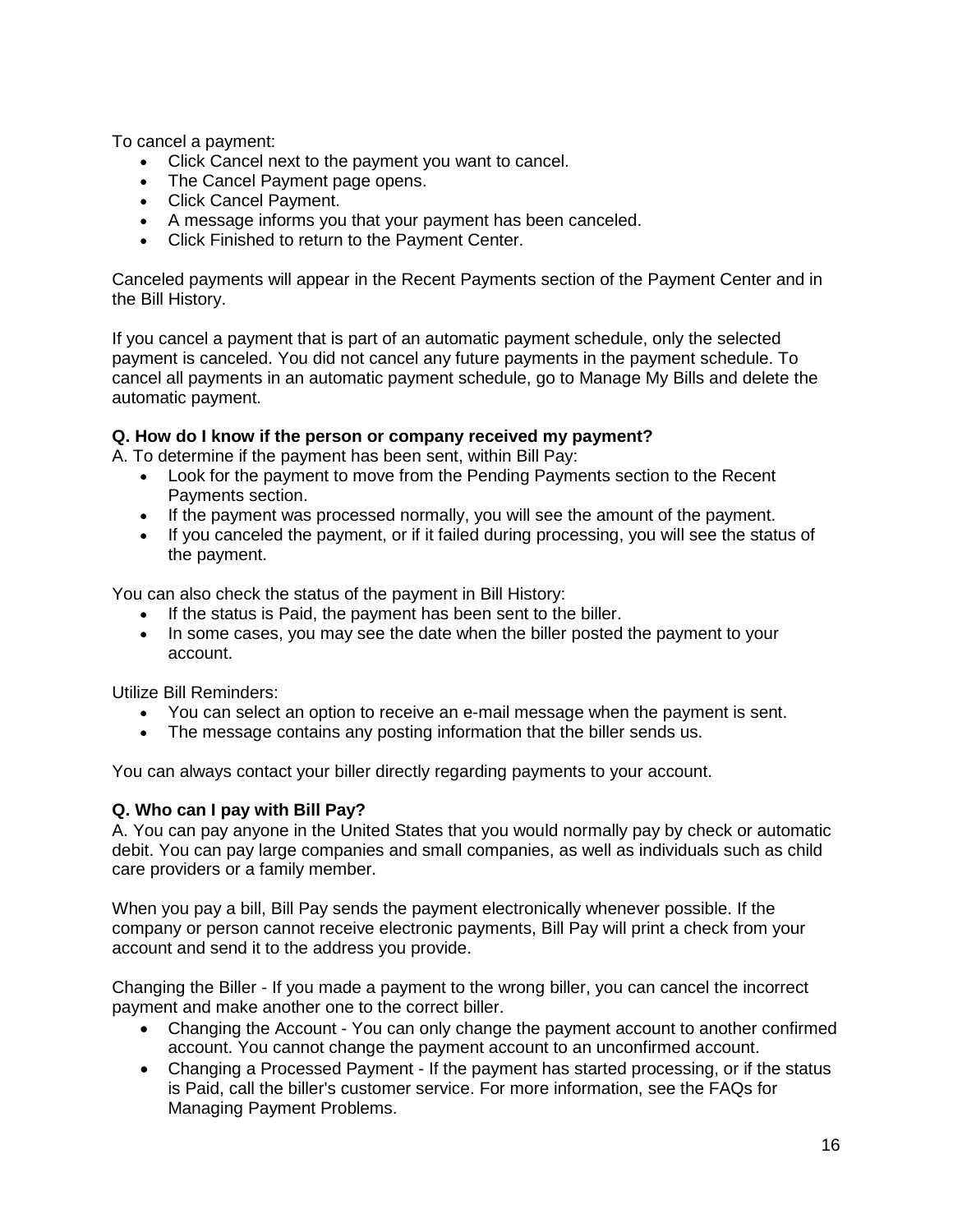To cancel a payment:

- Click Cancel next to the payment you want to cancel.
- The Cancel Payment page opens.
- Click Cancel Payment.
- A message informs you that your payment has been canceled.
- Click Finished to return to the Payment Center.

Canceled payments will appear in the Recent Payments section of the Payment Center and in the Bill History.

If you cancel a payment that is part of an automatic payment schedule, only the selected payment is canceled. You did not cancel any future payments in the payment schedule. To cancel all payments in an automatic payment schedule, go to Manage My Bills and delete the automatic payment.

**Q. How do I know if the person or company received my payment?**

A. To determine if the payment has been sent, within Bill Pay:

- Look for the payment to move from the Pending Payments section to the Recent Payments section.
- If the payment was processed normally, you will see the amount of the payment.
- If you canceled the payment, or if it failed during processing, you will see the status of the payment.

You can also check the status of the payment in Bill History:

- If the status is Paid, the payment has been sent to the biller.
- In some cases, you may see the date when the biller posted the payment to your account.

Utilize Bill Reminders:

- You can select an option to receive an e-mail message when the payment is sent.
- The message contains any posting information that the biller sends us.

You can always contact your biller directly regarding payments to your account.

**Q. Who can I pay with Bill Pay?**

A. You can pay anyone in the United States that you would normally pay by check or automatic debit. You can pay large companies and small companies, as well as individuals such as child care providers or a family member.

When you pay a bill, Bill Pay sends the payment electronically whenever possible. If the company or person cannot receive electronic payments, Bill Pay will print a check from your account and send it to the address you provide.

Changing the Biller - If you made a payment to the wrong biller, you can cancel the incorrect payment and make another one to the correct biller.

- Changing the Account - You can only change the payment account to another confirmed account. You cannot change the payment account to an unconfirmed account.
- Changing a Processed Payment - If the payment has started processing, or if the status is Paid, call the biller's customer service. For more information, see the FAQs for Managing Payment Problems.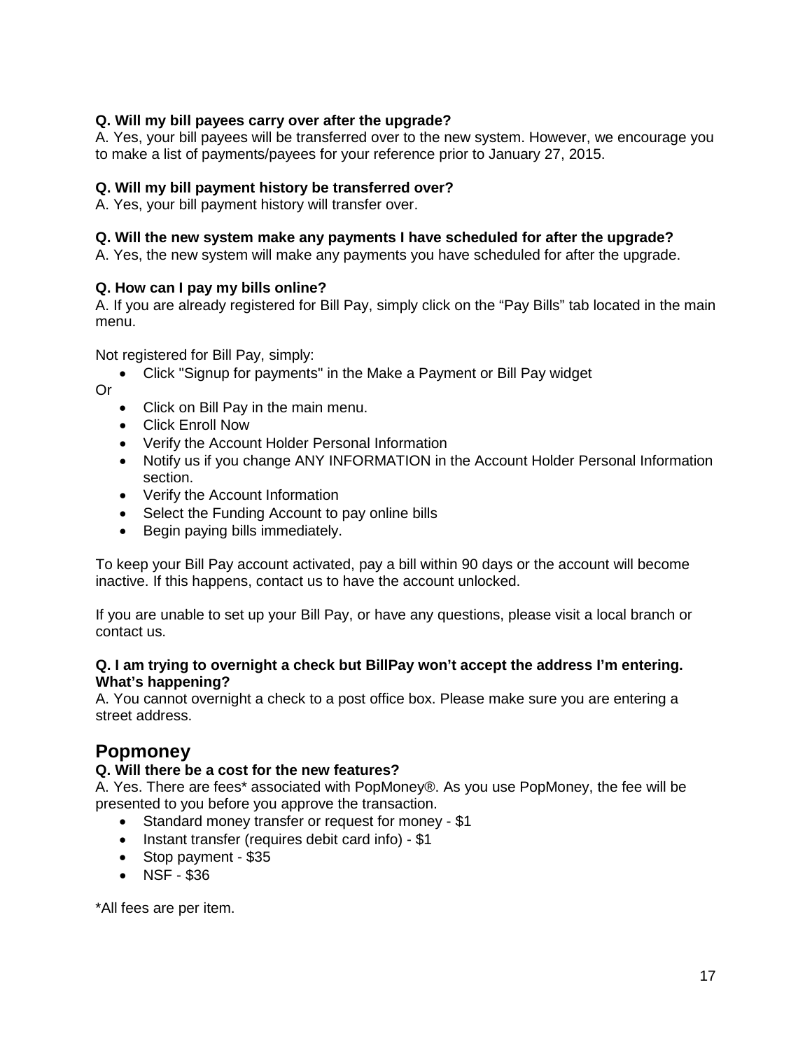**Q. Will my bill payees carry over after the upgrade?**
A. Yes, your bill payees will be transferred over to the new system. However, we encourage you to make a list of payments/payees for your reference prior to January 27, 2015.

**Q. Will my bill payment history be transferred over?**
A. Yes, your bill payment history will transfer over.

**Q. Will the new system make any payments I have scheduled for after the upgrade?**
A. Yes, the new system will make any payments you have scheduled for after the upgrade.

**Q. How can I pay my bills online?**
A. If you are already registered for Bill Pay, simply click on the "Pay Bills" tab located in the main menu.

Not registered for Bill Pay, simply:

- Click "Signup for payments" in the Make a Payment or Bill Pay widget

Or

- Click on Bill Pay in the main menu.
- Click Enroll Now
- Verify the Account Holder Personal Information
- Notify us if you change ANY INFORMATION in the Account Holder Personal Information section.
- Verify the Account Information
- Select the Funding Account to pay online bills
- Begin paying bills immediately.

To keep your Bill Pay account activated, pay a bill within 90 days or the account will become inactive. If this happens, contact us to have the account unlocked.

If you are unable to set up your Bill Pay, or have any questions, please visit a local branch or contact us.

**Q. I am trying to overnight a check but BillPay won't accept the address I'm entering. What's happening?**
A. You cannot overnight a check to a post office box. Please make sure you are entering a street address.

## Popmoney

**Q. Will there be a cost for the new features?**
A. Yes. There are fees* associated with PopMoney®. As you use PopMoney, the fee will be presented to you before you approve the transaction.

- Standard money transfer or request for money - $1
- Instant transfer (requires debit card info) - $1
- Stop payment - $35
- NSF - $36

*All fees are per item.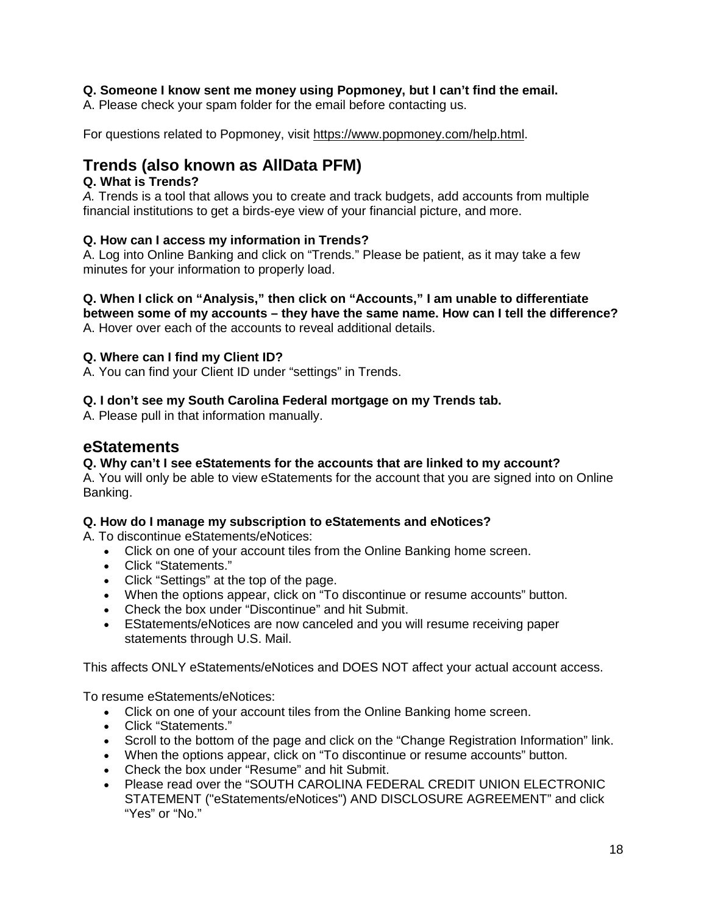**Q. Someone I know sent me money using Popmoney, but I can’t find the email.**
A. Please check your spam folder for the email before contacting us.

For questions related to Popmoney, visit https://www.popmoney.com/help.html.

## Trends (also known as AllData PFM)

**Q. What is Trends?**
*A.* Trends is a tool that allows you to create and track budgets, add accounts from multiple financial institutions to get a birds-eye view of your financial picture, and more.

**Q. How can I access my information in Trends?**
A. Log into Online Banking and click on “Trends.” Please be patient, as it may take a few minutes for your information to properly load.

**Q. When I click on “Analysis,” then click on “Accounts,” I am unable to differentiate between some of my accounts – they have the same name. How can I tell the difference?**
A. Hover over each of the accounts to reveal additional details.

**Q. Where can I find my Client ID?**
A. You can find your Client ID under “settings” in Trends.

**Q. I don’t see my South Carolina Federal mortgage on my Trends tab.**
A. Please pull in that information manually.

## eStatements

**Q. Why can’t I see eStatements for the accounts that are linked to my account?**
A. You will only be able to view eStatements for the account that you are signed into on Online Banking.

**Q. How do I manage my subscription to eStatements and eNotices?**
A. To discontinue eStatements/eNotices:

- Click on one of your account tiles from the Online Banking home screen.
- Click “Statements.”
- Click “Settings” at the top of the page.
- When the options appear, click on “To discontinue or resume accounts” button.
- Check the box under “Discontinue” and hit Submit.
- EStatements/eNotices are now canceled and you will resume receiving paper statements through U.S. Mail.

This affects ONLY eStatements/eNotices and DOES NOT affect your actual account access.

To resume eStatements/eNotices:

- Click on one of your account tiles from the Online Banking home screen.
- Click “Statements.”
- Scroll to the bottom of the page and click on the “Change Registration Information” link.
- When the options appear, click on “To discontinue or resume accounts” button.
- Check the box under “Resume” and hit Submit.
- Please read over the “SOUTH CAROLINA FEDERAL CREDIT UNION ELECTRONIC STATEMENT ("eStatements/eNotices") AND DISCLOSURE AGREEMENT” and click “Yes” or “No.”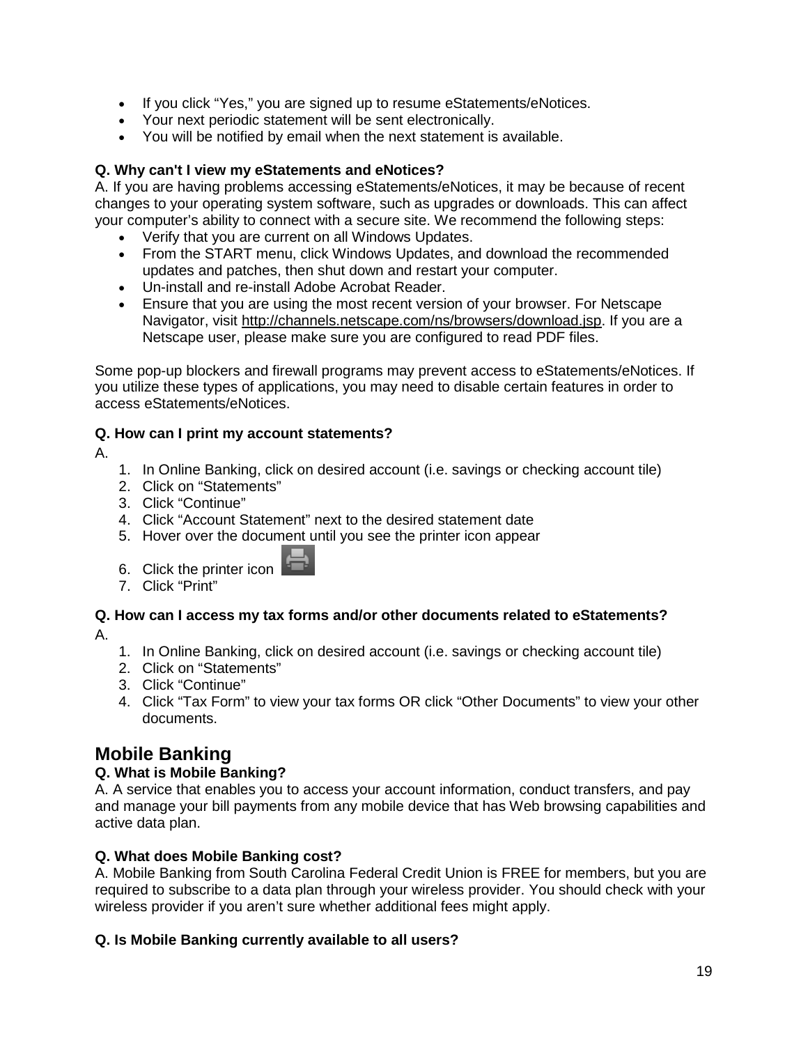- If you click “Yes,” you are signed up to resume eStatements/eNotices.
- Your next periodic statement will be sent electronically.
- You will be notified by email when the next statement is available.

**Q. Why can't I view my eStatements and eNotices?**

A. If you are having problems accessing eStatements/eNotices, it may be because of recent changes to your operating system software, such as upgrades or downloads. This can affect your computer’s ability to connect with a secure site. We recommend the following steps:

- Verify that you are current on all Windows Updates.
- From the START menu, click Windows Updates, and download the recommended updates and patches, then shut down and restart your computer.
- Un-install and re-install Adobe Acrobat Reader.
- Ensure that you are using the most recent version of your browser. For Netscape Navigator, visit http://channels.netscape.com/ns/browsers/download.jsp. If you are a Netscape user, please make sure you are configured to read PDF files.

Some pop-up blockers and firewall programs may prevent access to eStatements/eNotices. If you utilize these types of applications, you may need to disable certain features in order to access eStatements/eNotices.

**Q. How can I print my account statements?**

A.

1. In Online Banking, click on desired account (i.e. savings or checking account tile)
2. Click on “Statements”
3. Click “Continue”
4. Click “Account Statement” next to the desired statement date
5. Hover over the document until you see the printer icon appear
6. Click the printer icon
7. Click “Print”

**Q. How can I access my tax forms and/or other documents related to eStatements?**

A.

1. In Online Banking, click on desired account (i.e. savings or checking account tile)
2. Click on “Statements”
3. Click “Continue”
4. Click “Tax Form” to view your tax forms OR click “Other Documents” to view your other documents.

## Mobile Banking

**Q. What is Mobile Banking?**

A. A service that enables you to access your account information, conduct transfers, and pay and manage your bill payments from any mobile device that has Web browsing capabilities and active data plan.

**Q. What does Mobile Banking cost?**

A. Mobile Banking from South Carolina Federal Credit Union is FREE for members, but you are required to subscribe to a data plan through your wireless provider. You should check with your wireless provider if you aren’t sure whether additional fees might apply.

**Q. Is Mobile Banking currently available to all users?**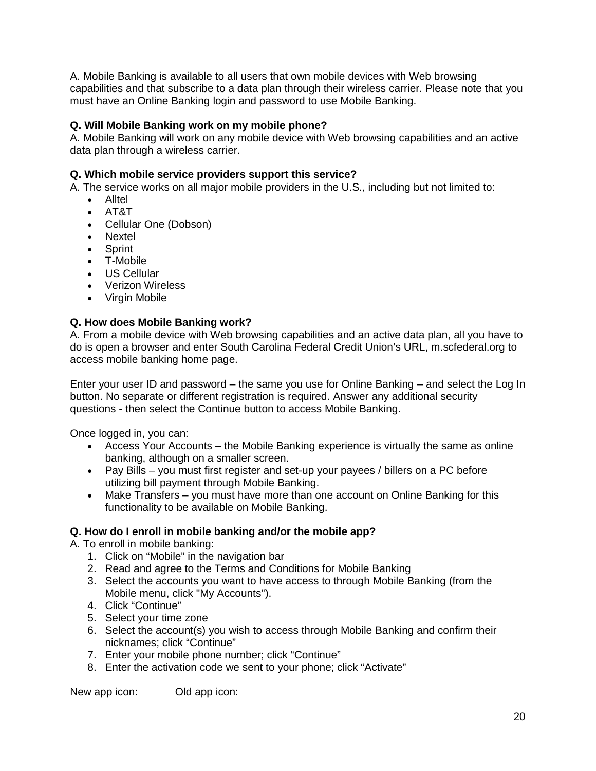A. Mobile Banking is available to all users that own mobile devices with Web browsing capabilities and that subscribe to a data plan through their wireless carrier. Please note that you must have an Online Banking login and password to use Mobile Banking.

**Q. Will Mobile Banking work on my mobile phone?**
A. Mobile Banking will work on any mobile device with Web browsing capabilities and an active data plan through a wireless carrier.

**Q. Which mobile service providers support this service?**
A. The service works on all major mobile providers in the U.S., including but not limited to:

- Alltel
- AT&T
- Cellular One (Dobson)
- Nextel
- Sprint
- T-Mobile
- US Cellular
- Verizon Wireless
- Virgin Mobile

**Q. How does Mobile Banking work?**
A. From a mobile device with Web browsing capabilities and an active data plan, all you have to do is open a browser and enter South Carolina Federal Credit Union's URL, m.scfederal.org to access mobile banking home page.

Enter your user ID and password – the same you use for Online Banking – and select the Log In button. No separate or different registration is required. Answer any additional security questions - then select the Continue button to access Mobile Banking.

Once logged in, you can:

- Access Your Accounts – the Mobile Banking experience is virtually the same as online banking, although on a smaller screen.
- Pay Bills – you must first register and set-up your payees / billers on a PC before utilizing bill payment through Mobile Banking.
- Make Transfers – you must have more than one account on Online Banking for this functionality to be available on Mobile Banking.

**Q. How do I enroll in mobile banking and/or the mobile app?**
A. To enroll in mobile banking:

1. Click on "Mobile" in the navigation bar
2. Read and agree to the Terms and Conditions for Mobile Banking
3. Select the accounts you want to have access to through Mobile Banking (from the Mobile menu, click "My Accounts").
4. Click "Continue"
5. Select your time zone
6. Select the account(s) you wish to access through Mobile Banking and confirm their nicknames; click "Continue"
7. Enter your mobile phone number; click "Continue"
8. Enter the activation code we sent to your phone; click "Activate"

New app icon: Old app icon: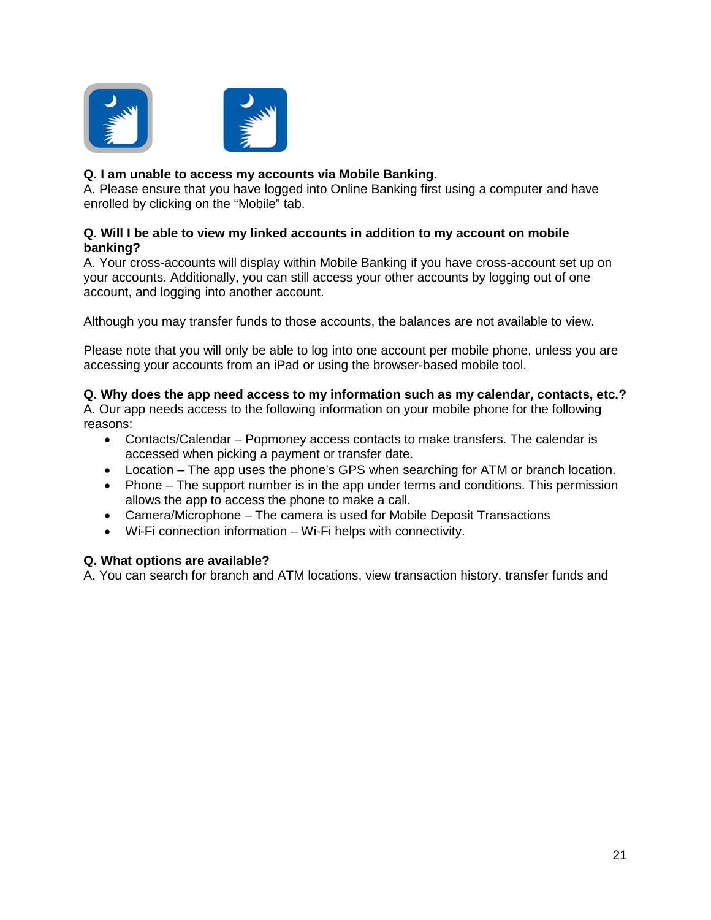**Q. I am unable to access my accounts via Mobile Banking.**
A. Please ensure that you have logged into Online Banking first using a computer and have enrolled by clicking on the "Mobile" tab.

**Q. Will I be able to view my linked accounts in addition to my account on mobile banking?**
A. Your cross-accounts will display within Mobile Banking if you have cross-account set up on your accounts. Additionally, you can still access your other accounts by logging out of one account, and logging into another account.

Although you may transfer funds to those accounts, the balances are not available to view.

Please note that you will only be able to log into one account per mobile phone, unless you are accessing your accounts from an iPad or using the browser-based mobile tool.

**Q. Why does the app need access to my information such as my calendar, contacts, etc.?**
A. Our app needs access to the following information on your mobile phone for the following reasons:

- Contacts/Calendar – Popmoney access contacts to make transfers. The calendar is accessed when picking a payment or transfer date.
- Location – The app uses the phone's GPS when searching for ATM or branch location.
- Phone – The support number is in the app under terms and conditions. This permission allows the app to access the phone to make a call.
- Camera/Microphone – The camera is used for Mobile Deposit Transactions
- Wi-Fi connection information – Wi-Fi helps with connectivity.

**Q. What options are available?**
A. You can search for branch and ATM locations, view transaction history, transfer funds and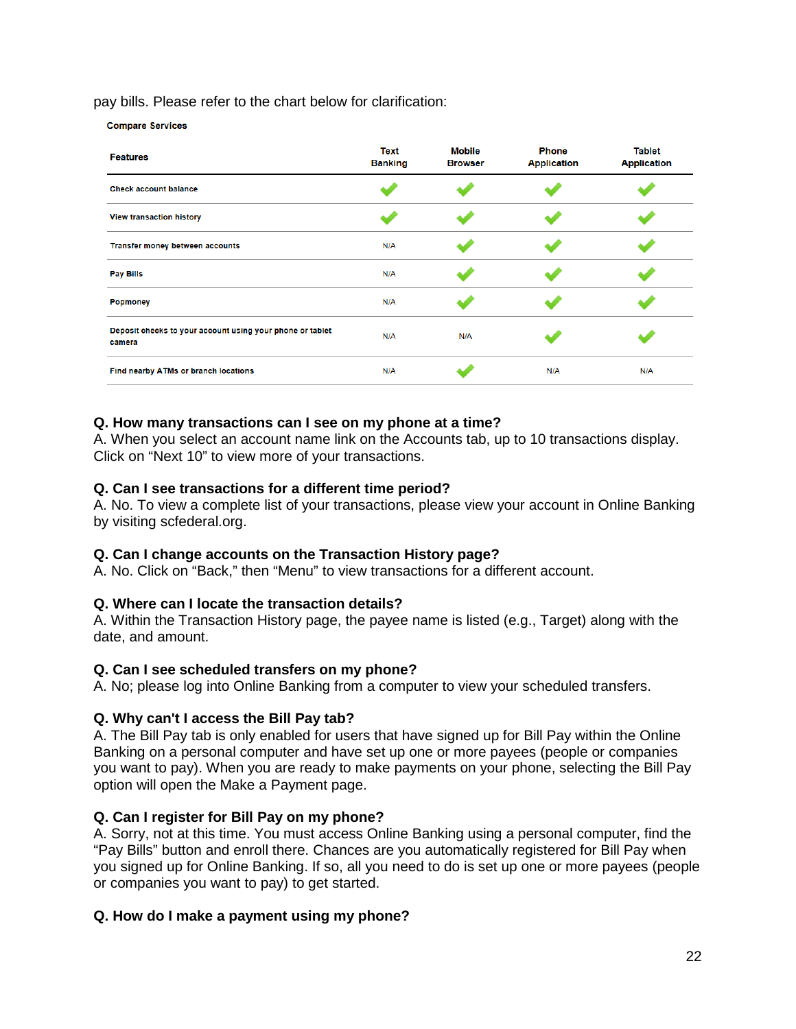pay bills. Please refer to the chart below for clarification:

**Compare Services**

| Features | Text Banking | Mobile Browser | Phone Application | Tablet Application |
|---|---|---|---|---|
| Check account balance | ✔ | ✔ | ✔ | ✔ |
| View transaction history | ✔ | ✔ | ✔ | ✔ |
| Transfer money between accounts | N/A | ✔ | ✔ | ✔ |
| Pay Bills | N/A | ✔ | ✔ | ✔ |
| Popmoney | N/A | ✔ | ✔ | ✔ |
| Deposit checks to your account using your phone or tablet camera | N/A | N/A | ✔ | ✔ |
| Find nearby ATMs or branch locations | N/A | ✔ | N/A | N/A |

**Q. How many transactions can I see on my phone at a time?**
A. When you select an account name link on the Accounts tab, up to 10 transactions display. Click on “Next 10” to view more of your transactions.

**Q. Can I see transactions for a different time period?**
A. No. To view a complete list of your transactions, please view your account in Online Banking by visiting scfederal.org.

**Q. Can I change accounts on the Transaction History page?**
A. No. Click on “Back,” then “Menu” to view transactions for a different account.

**Q. Where can I locate the transaction details?**
A. Within the Transaction History page, the payee name is listed (e.g., Target) along with the date, and amount.

**Q. Can I see scheduled transfers on my phone?**
A. No; please log into Online Banking from a computer to view your scheduled transfers.

**Q. Why can't I access the Bill Pay tab?**
A. The Bill Pay tab is only enabled for users that have signed up for Bill Pay within the Online Banking on a personal computer and have set up one or more payees (people or companies you want to pay). When you are ready to make payments on your phone, selecting the Bill Pay option will open the Make a Payment page.

**Q. Can I register for Bill Pay on my phone?**
A. Sorry, not at this time. You must access Online Banking using a personal computer, find the “Pay Bills” button and enroll there. Chances are you automatically registered for Bill Pay when you signed up for Online Banking. If so, all you need to do is set up one or more payees (people or companies you want to pay) to get started.

**Q. How do I make a payment using my phone?**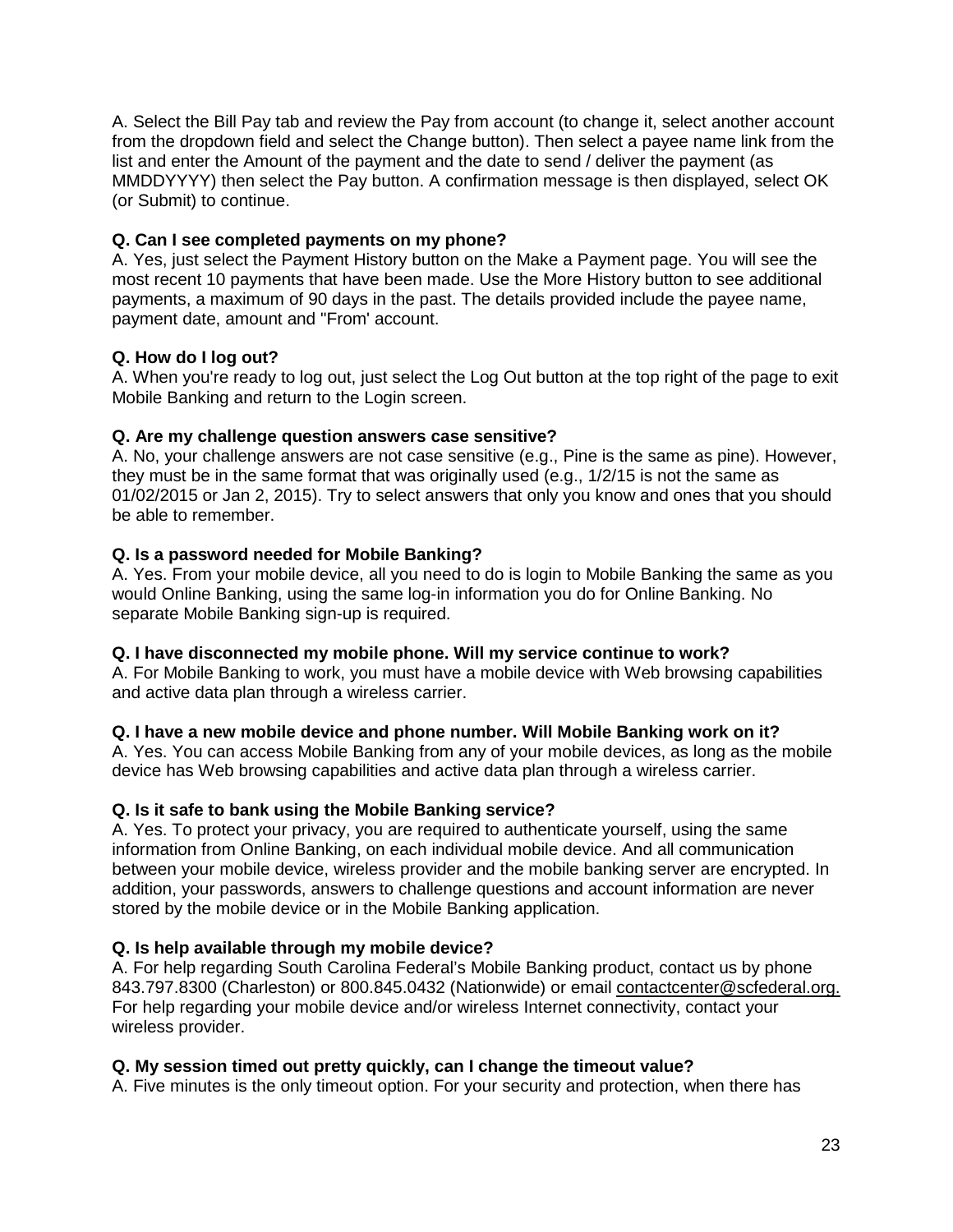A. Select the Bill Pay tab and review the Pay from account (to change it, select another account from the dropdown field and select the Change button). Then select a payee name link from the list and enter the Amount of the payment and the date to send / deliver the payment (as MMDDYYYY) then select the Pay button. A confirmation message is then displayed, select OK (or Submit) to continue.

**Q. Can I see completed payments on my phone?**
A. Yes, just select the Payment History button on the Make a Payment page. You will see the most recent 10 payments that have been made. Use the More History button to see additional payments, a maximum of 90 days in the past. The details provided include the payee name, payment date, amount and "From' account.

**Q. How do I log out?**
A. When you're ready to log out, just select the Log Out button at the top right of the page to exit Mobile Banking and return to the Login screen.

**Q. Are my challenge question answers case sensitive?**
A. No, your challenge answers are not case sensitive (e.g., Pine is the same as pine). However, they must be in the same format that was originally used (e.g., 1/2/15 is not the same as 01/02/2015 or Jan 2, 2015). Try to select answers that only you know and ones that you should be able to remember.

**Q. Is a password needed for Mobile Banking?**
A. Yes. From your mobile device, all you need to do is login to Mobile Banking the same as you would Online Banking, using the same log-in information you do for Online Banking. No separate Mobile Banking sign-up is required.

**Q. I have disconnected my mobile phone. Will my service continue to work?**
A. For Mobile Banking to work, you must have a mobile device with Web browsing capabilities and active data plan through a wireless carrier.

**Q. I have a new mobile device and phone number. Will Mobile Banking work on it?**
A. Yes. You can access Mobile Banking from any of your mobile devices, as long as the mobile device has Web browsing capabilities and active data plan through a wireless carrier.

**Q. Is it safe to bank using the Mobile Banking service?**
A. Yes. To protect your privacy, you are required to authenticate yourself, using the same information from Online Banking, on each individual mobile device. And all communication between your mobile device, wireless provider and the mobile banking server are encrypted. In addition, your passwords, answers to challenge questions and account information are never stored by the mobile device or in the Mobile Banking application.

**Q. Is help available through my mobile device?**
A. For help regarding South Carolina Federal's Mobile Banking product, contact us by phone 843.797.8300 (Charleston) or 800.845.0432 (Nationwide) or email contactcenter@scfederal.org. For help regarding your mobile device and/or wireless Internet connectivity, contact your wireless provider.

**Q. My session timed out pretty quickly, can I change the timeout value?**
A. Five minutes is the only timeout option. For your security and protection, when there has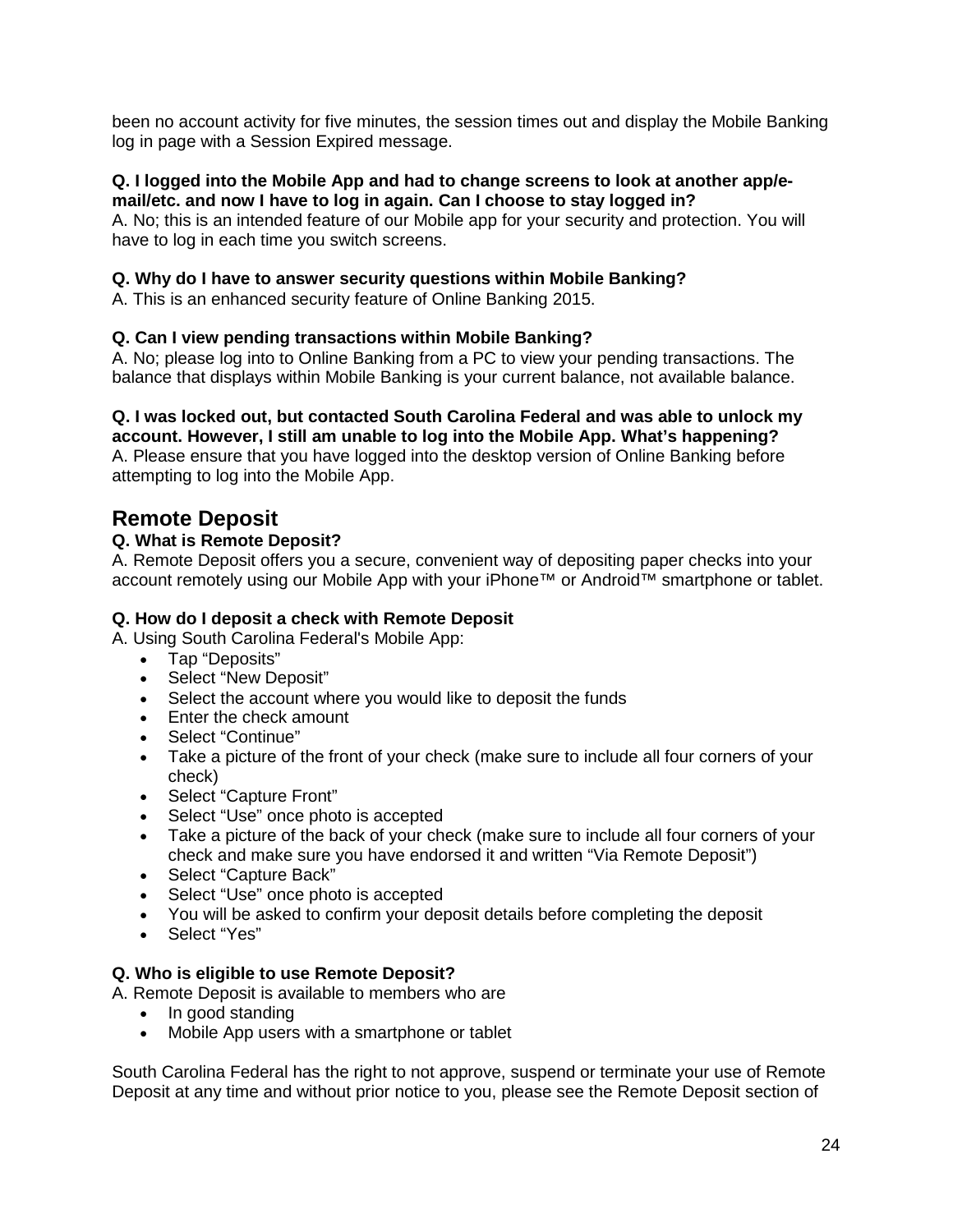been no account activity for five minutes, the session times out and display the Mobile Banking log in page with a Session Expired message.

**Q. I logged into the Mobile App and had to change screens to look at another app/e-mail/etc. and now I have to log in again. Can I choose to stay logged in?**
A. No; this is an intended feature of our Mobile app for your security and protection. You will have to log in each time you switch screens.

**Q. Why do I have to answer security questions within Mobile Banking?**
A. This is an enhanced security feature of Online Banking 2015.

**Q. Can I view pending transactions within Mobile Banking?**
A. No; please log into to Online Banking from a PC to view your pending transactions. The balance that displays within Mobile Banking is your current balance, not available balance.

**Q. I was locked out, but contacted South Carolina Federal and was able to unlock my account. However, I still am unable to log into the Mobile App. What's happening?**
A. Please ensure that you have logged into the desktop version of Online Banking before attempting to log into the Mobile App.

## Remote Deposit

**Q. What is Remote Deposit?**
A. Remote Deposit offers you a secure, convenient way of depositing paper checks into your account remotely using our Mobile App with your iPhone™ or Android™ smartphone or tablet.

**Q. How do I deposit a check with Remote Deposit**
A. Using South Carolina Federal's Mobile App:

- Tap "Deposits"
- Select "New Deposit"
- Select the account where you would like to deposit the funds
- Enter the check amount
- Select "Continue"
- Take a picture of the front of your check (make sure to include all four corners of your check)
- Select "Capture Front"
- Select "Use" once photo is accepted
- Take a picture of the back of your check (make sure to include all four corners of your check and make sure you have endorsed it and written "Via Remote Deposit")
- Select "Capture Back"
- Select "Use" once photo is accepted
- You will be asked to confirm your deposit details before completing the deposit
- Select "Yes"

**Q. Who is eligible to use Remote Deposit?**
A. Remote Deposit is available to members who are

- In good standing
- Mobile App users with a smartphone or tablet

South Carolina Federal has the right to not approve, suspend or terminate your use of Remote Deposit at any time and without prior notice to you, please see the Remote Deposit section of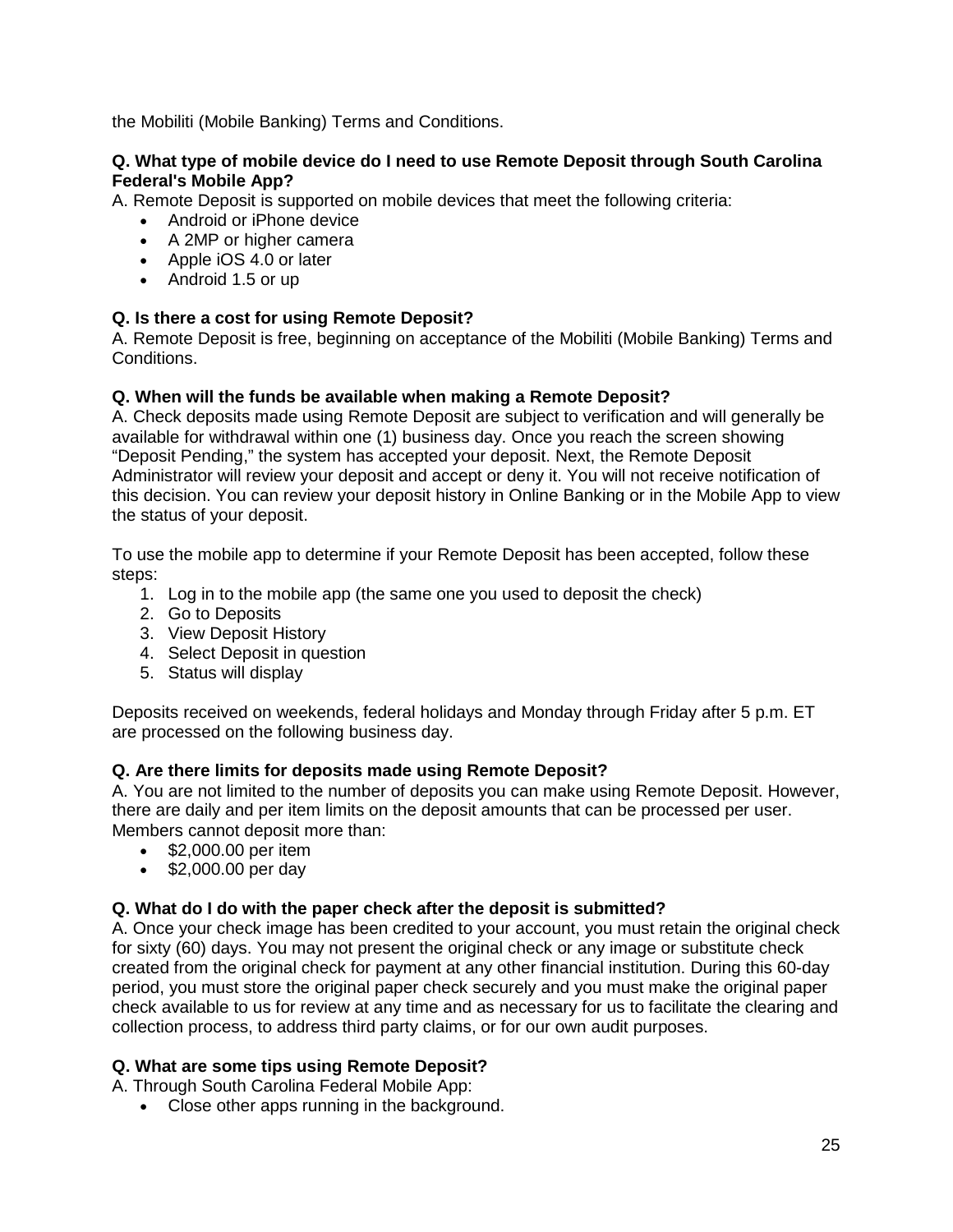the Mobiliti (Mobile Banking) Terms and Conditions.

**Q. What type of mobile device do I need to use Remote Deposit through South Carolina Federal's Mobile App?**

A. Remote Deposit is supported on mobile devices that meet the following criteria:

- Android or iPhone device
- A 2MP or higher camera
- Apple iOS 4.0 or later
- Android 1.5 or up

**Q. Is there a cost for using Remote Deposit?**

A. Remote Deposit is free, beginning on acceptance of the Mobiliti (Mobile Banking) Terms and Conditions.

**Q. When will the funds be available when making a Remote Deposit?**

A. Check deposits made using Remote Deposit are subject to verification and will generally be available for withdrawal within one (1) business day. Once you reach the screen showing "Deposit Pending," the system has accepted your deposit. Next, the Remote Deposit Administrator will review your deposit and accept or deny it. You will not receive notification of this decision. You can review your deposit history in Online Banking or in the Mobile App to view the status of your deposit.

To use the mobile app to determine if your Remote Deposit has been accepted, follow these steps:

1. Log in to the mobile app (the same one you used to deposit the check)
2. Go to Deposits
3. View Deposit History
4. Select Deposit in question
5. Status will display

Deposits received on weekends, federal holidays and Monday through Friday after 5 p.m. ET are processed on the following business day.

**Q. Are there limits for deposits made using Remote Deposit?**

A. You are not limited to the number of deposits you can make using Remote Deposit. However, there are daily and per item limits on the deposit amounts that can be processed per user. Members cannot deposit more than:

- $2,000.00 per item
- $2,000.00 per day

**Q. What do I do with the paper check after the deposit is submitted?**

A. Once your check image has been credited to your account, you must retain the original check for sixty (60) days. You may not present the original check or any image or substitute check created from the original check for payment at any other financial institution. During this 60-day period, you must store the original paper check securely and you must make the original paper check available to us for review at any time and as necessary for us to facilitate the clearing and collection process, to address third party claims, or for our own audit purposes.

**Q. What are some tips using Remote Deposit?**

A. Through South Carolina Federal Mobile App:

- Close other apps running in the background.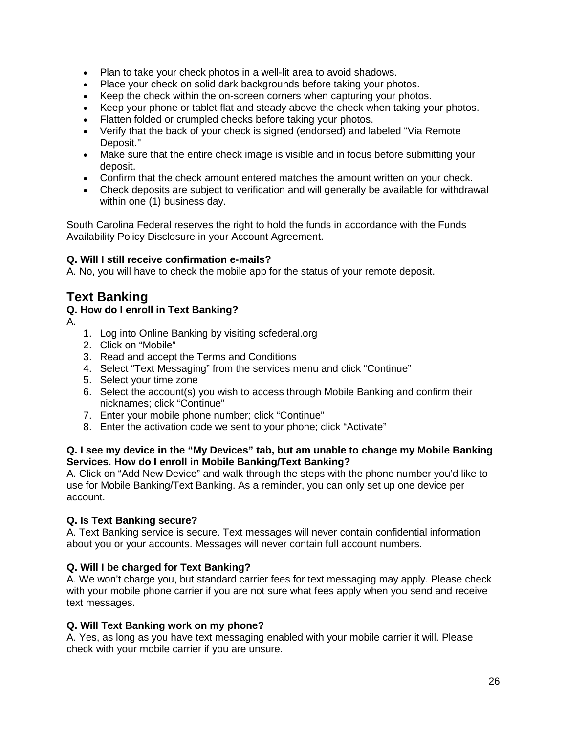- Plan to take your check photos in a well-lit area to avoid shadows.
- Place your check on solid dark backgrounds before taking your photos.
- Keep the check within the on-screen corners when capturing your photos.
- Keep your phone or tablet flat and steady above the check when taking your photos.
- Flatten folded or crumpled checks before taking your photos.
- Verify that the back of your check is signed (endorsed) and labeled "Via Remote Deposit."
- Make sure that the entire check image is visible and in focus before submitting your deposit.
- Confirm that the check amount entered matches the amount written on your check.
- Check deposits are subject to verification and will generally be available for withdrawal within one (1) business day.

South Carolina Federal reserves the right to hold the funds in accordance with the Funds Availability Policy Disclosure in your Account Agreement.

**Q. Will I still receive confirmation e-mails?**
A. No, you will have to check the mobile app for the status of your remote deposit.

## Text Banking

**Q. How do I enroll in Text Banking?**
A.

1. Log into Online Banking by visiting scfederal.org
2. Click on “Mobile”
3. Read and accept the Terms and Conditions
4. Select “Text Messaging” from the services menu and click “Continue”
5. Select your time zone
6. Select the account(s) you wish to access through Mobile Banking and confirm their nicknames; click “Continue”
7. Enter your mobile phone number; click “Continue”
8. Enter the activation code we sent to your phone; click “Activate”

**Q. I see my device in the “My Devices” tab, but am unable to change my Mobile Banking Services. How do I enroll in Mobile Banking/Text Banking?**
A. Click on “Add New Device” and walk through the steps with the phone number you’d like to use for Mobile Banking/Text Banking. As a reminder, you can only set up one device per account.

**Q. Is Text Banking secure?**
A. Text Banking service is secure. Text messages will never contain confidential information about you or your accounts. Messages will never contain full account numbers.

**Q. Will I be charged for Text Banking?**
A. We won’t charge you, but standard carrier fees for text messaging may apply. Please check with your mobile phone carrier if you are not sure what fees apply when you send and receive text messages.

**Q. Will Text Banking work on my phone?**
A. Yes, as long as you have text messaging enabled with your mobile carrier it will. Please check with your mobile carrier if you are unsure.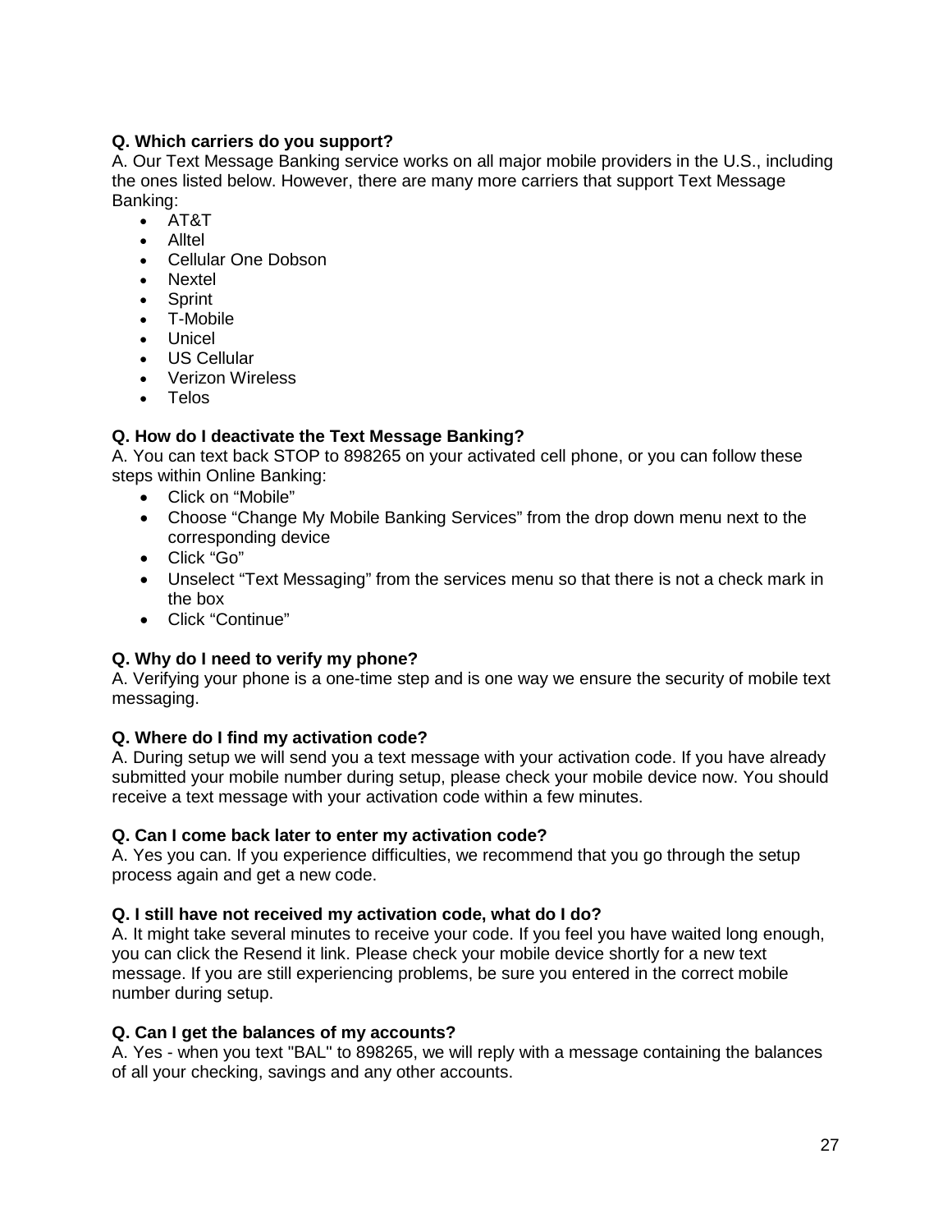**Q. Which carriers do you support?**
A. Our Text Message Banking service works on all major mobile providers in the U.S., including the ones listed below. However, there are many more carriers that support Text Message Banking:

- AT&T
- Alltel
- Cellular One Dobson
- Nextel
- Sprint
- T-Mobile
- Unicel
- US Cellular
- Verizon Wireless
- Telos

**Q. How do I deactivate the Text Message Banking?**
A. You can text back STOP to 898265 on your activated cell phone, or you can follow these steps within Online Banking:

- Click on “Mobile”
- Choose “Change My Mobile Banking Services” from the drop down menu next to the corresponding device
- Click “Go”
- Unselect “Text Messaging” from the services menu so that there is not a check mark in the box
- Click “Continue”

**Q. Why do I need to verify my phone?**
A. Verifying your phone is a one-time step and is one way we ensure the security of mobile text messaging.

**Q. Where do I find my activation code?**
A. During setup we will send you a text message with your activation code. If you have already submitted your mobile number during setup, please check your mobile device now. You should receive a text message with your activation code within a few minutes.

**Q. Can I come back later to enter my activation code?**
A. Yes you can. If you experience difficulties, we recommend that you go through the setup process again and get a new code.

**Q. I still have not received my activation code, what do I do?**
A. It might take several minutes to receive your code. If you feel you have waited long enough, you can click the Resend it link. Please check your mobile device shortly for a new text message. If you are still experiencing problems, be sure you entered in the correct mobile number during setup.

**Q. Can I get the balances of my accounts?**
A. Yes - when you text "BAL" to 898265, we will reply with a message containing the balances of all your checking, savings and any other accounts.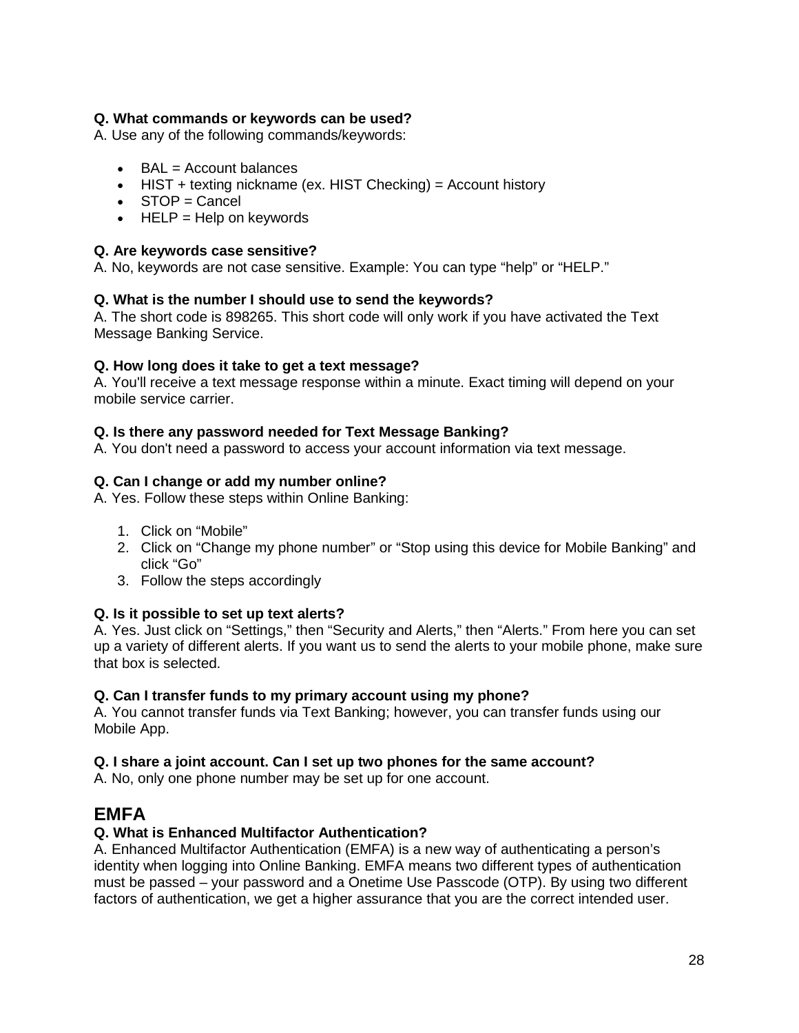**Q. What commands or keywords can be used?**
A. Use any of the following commands/keywords:

- BAL = Account balances
- HIST + texting nickname (ex. HIST Checking) = Account history
- STOP = Cancel
- HELP = Help on keywords

**Q. Are keywords case sensitive?**
A. No, keywords are not case sensitive. Example: You can type “help” or “HELP.”

**Q. What is the number I should use to send the keywords?**
A. The short code is 898265. This short code will only work if you have activated the Text Message Banking Service.

**Q. How long does it take to get a text message?**
A. You'll receive a text message response within a minute. Exact timing will depend on your mobile service carrier.

**Q. Is there any password needed for Text Message Banking?**
A. You don't need a password to access your account information via text message.

**Q. Can I change or add my number online?**
A. Yes. Follow these steps within Online Banking:

1. Click on “Mobile”
2. Click on “Change my phone number” or “Stop using this device for Mobile Banking” and click “Go”
3. Follow the steps accordingly

**Q. Is it possible to set up text alerts?**
A. Yes. Just click on “Settings,” then “Security and Alerts,” then “Alerts.” From here you can set up a variety of different alerts. If you want us to send the alerts to your mobile phone, make sure that box is selected.

**Q. Can I transfer funds to my primary account using my phone?**
A. You cannot transfer funds via Text Banking; however, you can transfer funds using our Mobile App.

**Q. I share a joint account. Can I set up two phones for the same account?**
A. No, only one phone number may be set up for one account.

## EMFA

**Q. What is Enhanced Multifactor Authentication?**
A. Enhanced Multifactor Authentication (EMFA) is a new way of authenticating a person’s identity when logging into Online Banking. EMFA means two different types of authentication must be passed – your password and a Onetime Use Passcode (OTP). By using two different factors of authentication, we get a higher assurance that you are the correct intended user.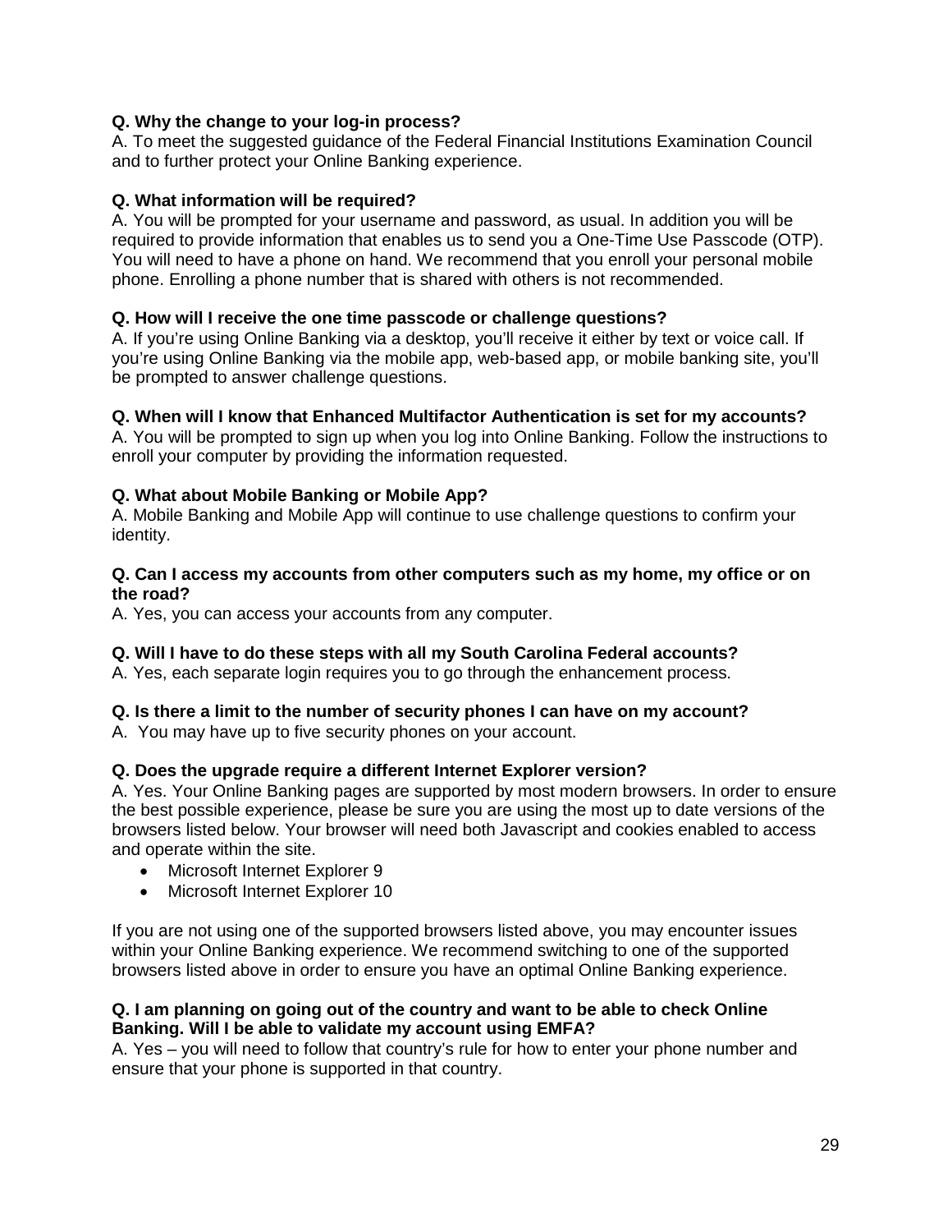**Q. Why the change to your log-in process?**
A. To meet the suggested guidance of the Federal Financial Institutions Examination Council and to further protect your Online Banking experience.

**Q. What information will be required?**
A. You will be prompted for your username and password, as usual. In addition you will be required to provide information that enables us to send you a One-Time Use Passcode (OTP). You will need to have a phone on hand. We recommend that you enroll your personal mobile phone. Enrolling a phone number that is shared with others is not recommended.

**Q. How will I receive the one time passcode or challenge questions?**
A. If you're using Online Banking via a desktop, you'll receive it either by text or voice call. If you're using Online Banking via the mobile app, web-based app, or mobile banking site, you'll be prompted to answer challenge questions.

**Q. When will I know that Enhanced Multifactor Authentication is set for my accounts?**
A. You will be prompted to sign up when you log into Online Banking. Follow the instructions to enroll your computer by providing the information requested.

**Q. What about Mobile Banking or Mobile App?**
A. Mobile Banking and Mobile App will continue to use challenge questions to confirm your identity.

**Q. Can I access my accounts from other computers such as my home, my office or on the road?**
A. Yes, you can access your accounts from any computer.

**Q. Will I have to do these steps with all my South Carolina Federal accounts?**
A. Yes, each separate login requires you to go through the enhancement process.

**Q. Is there a limit to the number of security phones I can have on my account?**
A. You may have up to five security phones on your account.

**Q. Does the upgrade require a different Internet Explorer version?**
A. Yes. Your Online Banking pages are supported by most modern browsers. In order to ensure the best possible experience, please be sure you are using the most up to date versions of the browsers listed below. Your browser will need both Javascript and cookies enabled to access and operate within the site.

- Microsoft Internet Explorer 9
- Microsoft Internet Explorer 10

If you are not using one of the supported browsers listed above, you may encounter issues within your Online Banking experience. We recommend switching to one of the supported browsers listed above in order to ensure you have an optimal Online Banking experience.

**Q. I am planning on going out of the country and want to be able to check Online Banking. Will I be able to validate my account using EMFA?**
A. Yes – you will need to follow that country's rule for how to enter your phone number and ensure that your phone is supported in that country.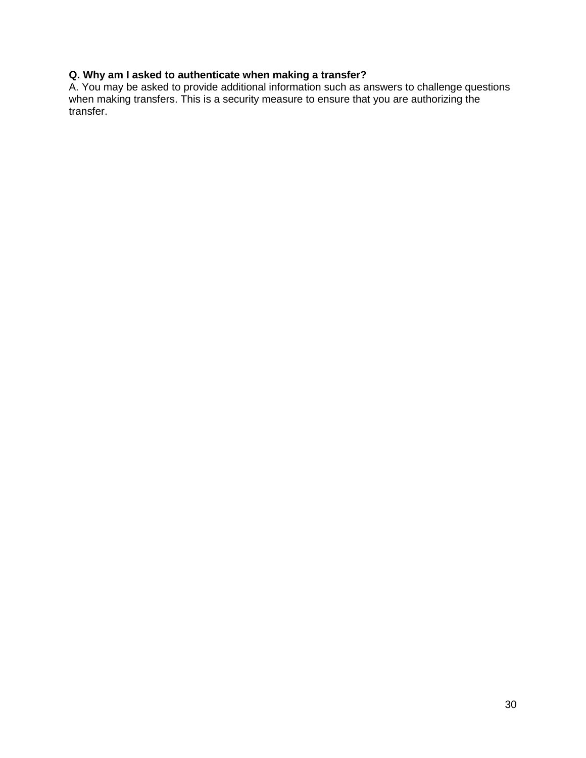**Q. Why am I asked to authenticate when making a transfer?**
A. You may be asked to provide additional information such as answers to challenge questions when making transfers. This is a security measure to ensure that you are authorizing the transfer.